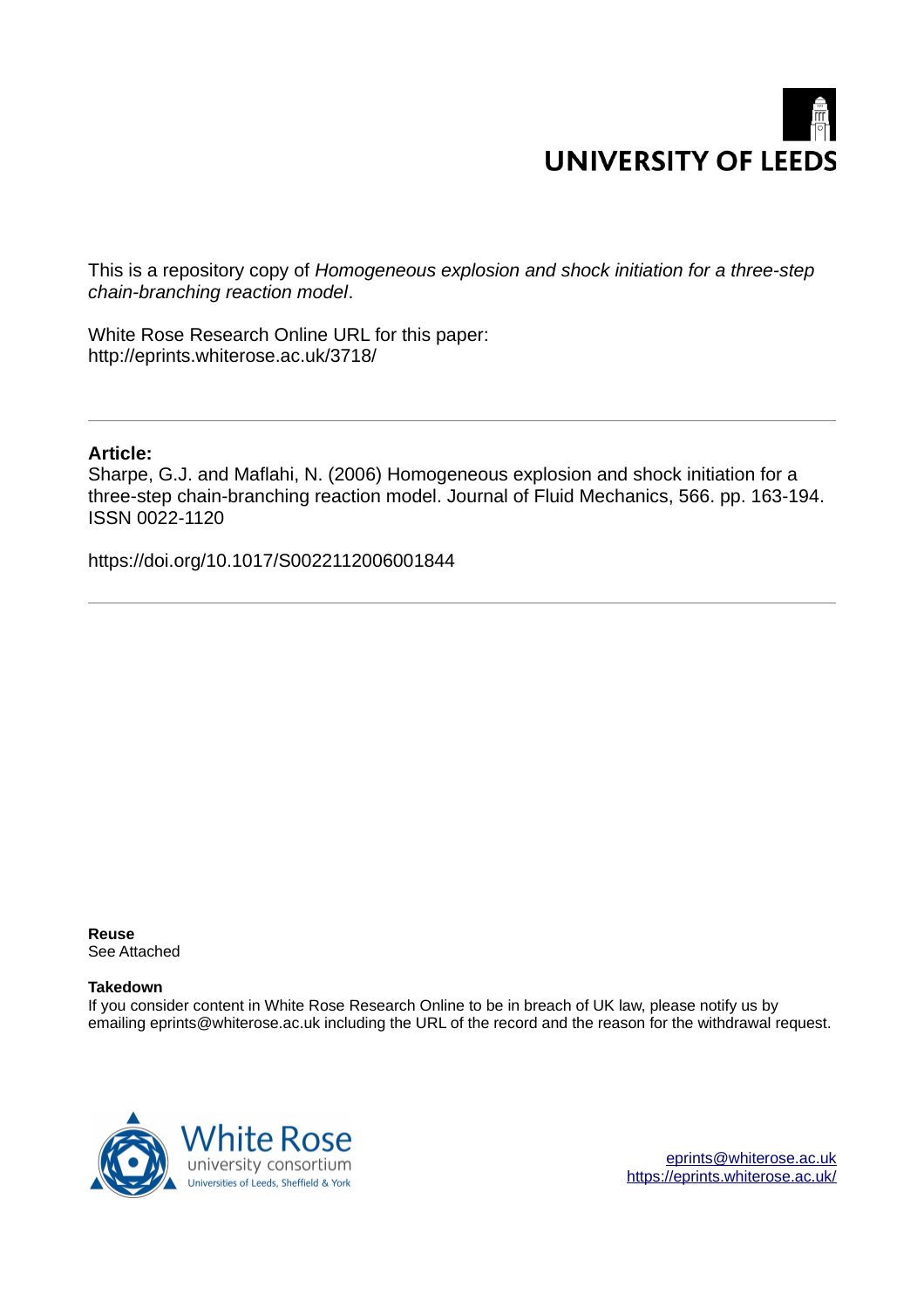UNIVERSITY OF LEEDS

This is a repository copy of *Homogeneous explosion and shock initiation for a three-step chain-branching reaction model*.

White Rose Research Online URL for this paper:
http://eprints.whiterose.ac.uk/3718/

**Article:**

Sharpe, G.J. and Maflahi, N. (2006) Homogeneous explosion and shock initiation for a three-step chain-branching reaction model. Journal of Fluid Mechanics, 566. pp. 163-194. ISSN 0022-1120

https://doi.org/10.1017/S0022112006001844

**Reuse**

See Attached

**Takedown**

If you consider content in White Rose Research Online to be in breach of UK law, please notify us by emailing eprints@whiterose.ac.uk including the URL of the record and the reason for the withdrawal request.

White Rose university consortium
Universities of Leeds, Sheffield & York

eprints@whiterose.ac.uk
https://eprints.whiterose.ac.uk/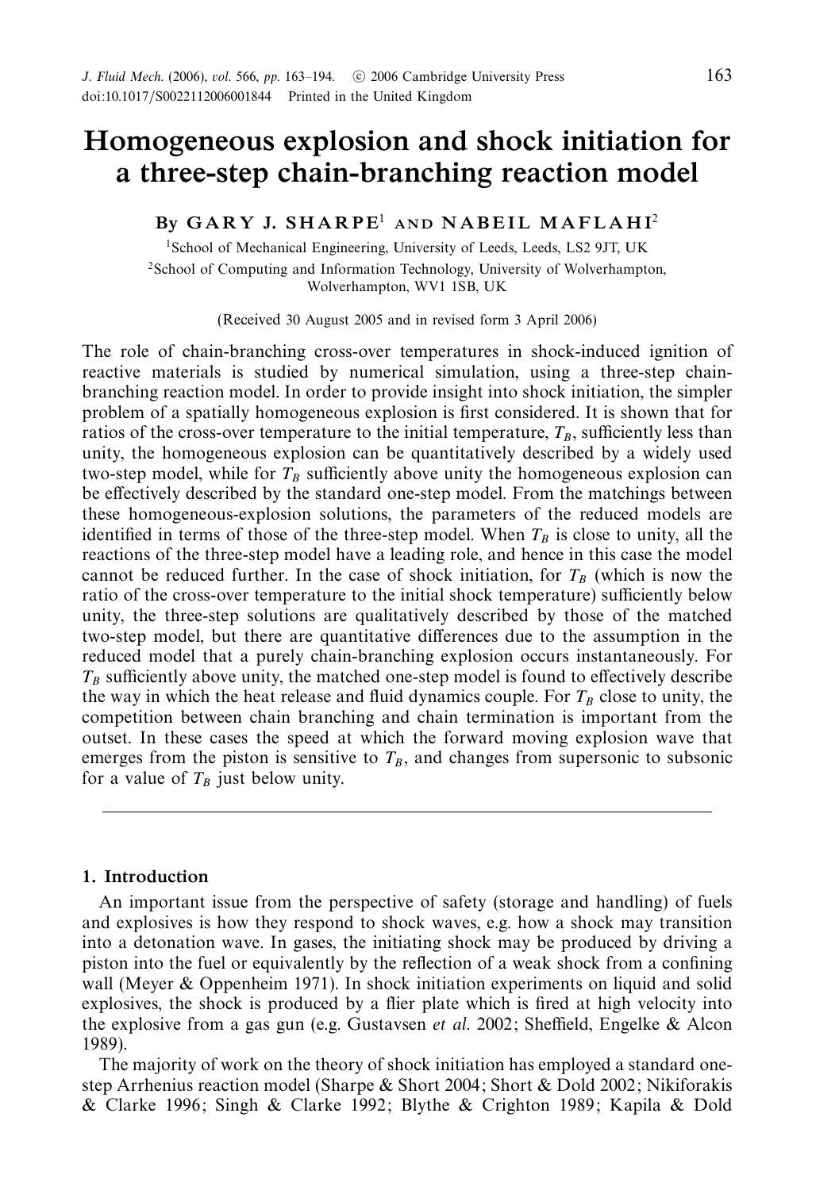# Homogeneous explosion and shock initiation for a three-step chain-branching reaction model

By **GARY J. SHARPE**[1] AND **NABEIL MAFLAHI**[2]

[1]School of Mechanical Engineering, University of Leeds, Leeds, LS2 9JT, UK

[2]School of Computing and Information Technology, University of Wolverhampton, Wolverhampton, WV1 1SB, UK

(Received 30 August 2005 and in revised form 3 April 2006)

The role of chain-branching cross-over temperatures in shock-induced ignition of reactive materials is studied by numerical simulation, using a three-step chain-branching reaction model. In order to provide insight into shock initiation, the simpler problem of a spatially homogeneous explosion is first considered. It is shown that for ratios of the cross-over temperature to the initial temperature, $T_B$, sufficiently less than unity, the homogeneous explosion can be quantitatively described by a widely used two-step model, while for $T_B$ sufficiently above unity the homogeneous explosion can be effectively described by the standard one-step model. From the matchings between these homogeneous-explosion solutions, the parameters of the reduced models are identified in terms of those of the three-step model. When $T_B$ is close to unity, all the reactions of the three-step model have a leading role, and hence in this case the model cannot be reduced further. In the case of shock initiation, for $T_B$ (which is now the ratio of the cross-over temperature to the initial shock temperature) sufficiently below unity, the three-step solutions are qualitatively described by those of the matched two-step model, but there are quantitative differences due to the assumption in the reduced model that a purely chain-branching explosion occurs instantaneously. For $T_B$ sufficiently above unity, the matched one-step model is found to effectively describe the way in which the heat release and fluid dynamics couple. For $T_B$ close to unity, the competition between chain branching and chain termination is important from the outset. In these cases the speed at which the forward moving explosion wave that emerges from the piston is sensitive to $T_B$, and changes from supersonic to subsonic for a value of $T_B$ just below unity.

## 1. Introduction

An important issue from the perspective of safety (storage and handling) of fuels and explosives is how they respond to shock waves, e.g. how a shock may transition into a detonation wave. In gases, the initiating shock may be produced by driving a piston into the fuel or equivalently by the reflection of a weak shock from a confining wall (Meyer & Oppenheim 1971). In shock initiation experiments on liquid and solid explosives, the shock is produced by a flier plate which is fired at high velocity into the explosive from a gas gun (e.g. Gustavsen *et al.* 2002; Sheffield, Engelke & Alcon 1989).

The majority of work on the theory of shock initiation has employed a standard one-step Arrhenius reaction model (Sharpe & Short 2004; Short & Dold 2002; Nikiforakis & Clarke 1996; Singh & Clarke 1992; Blythe & Crighton 1989; Kapila & Dold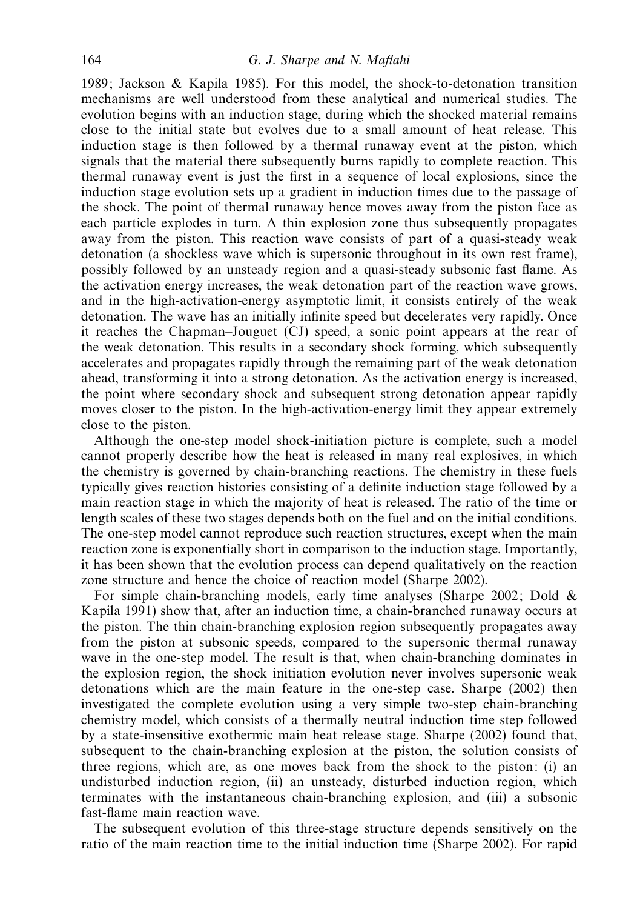1989; Jackson & Kapila 1985). For this model, the shock-to-detonation transition mechanisms are well understood from these analytical and numerical studies. The evolution begins with an induction stage, during which the shocked material remains close to the initial state but evolves due to a small amount of heat release. This induction stage is then followed by a thermal runaway event at the piston, which signals that the material there subsequently burns rapidly to complete reaction. This thermal runaway event is just the first in a sequence of local explosions, since the induction stage evolution sets up a gradient in induction times due to the passage of the shock. The point of thermal runaway hence moves away from the piston face as each particle explodes in turn. A thin explosion zone thus subsequently propagates away from the piston. This reaction wave consists of part of a quasi-steady weak detonation (a shockless wave which is supersonic throughout in its own rest frame), possibly followed by an unsteady region and a quasi-steady subsonic fast flame. As the activation energy increases, the weak detonation part of the reaction wave grows, and in the high-activation-energy asymptotic limit, it consists entirely of the weak detonation. The wave has an initially infinite speed but decelerates very rapidly. Once it reaches the Chapman–Jouguet (CJ) speed, a sonic point appears at the rear of the weak detonation. This results in a secondary shock forming, which subsequently accelerates and propagates rapidly through the remaining part of the weak detonation ahead, transforming it into a strong detonation. As the activation energy is increased, the point where secondary shock and subsequent strong detonation appear rapidly moves closer to the piston. In the high-activation-energy limit they appear extremely close to the piston.

Although the one-step model shock-initiation picture is complete, such a model cannot properly describe how the heat is released in many real explosives, in which the chemistry is governed by chain-branching reactions. The chemistry in these fuels typically gives reaction histories consisting of a definite induction stage followed by a main reaction stage in which the majority of heat is released. The ratio of the time or length scales of these two stages depends both on the fuel and on the initial conditions. The one-step model cannot reproduce such reaction structures, except when the main reaction zone is exponentially short in comparison to the induction stage. Importantly, it has been shown that the evolution process can depend qualitatively on the reaction zone structure and hence the choice of reaction model (Sharpe 2002).

For simple chain-branching models, early time analyses (Sharpe 2002; Dold & Kapila 1991) show that, after an induction time, a chain-branched runaway occurs at the piston. The thin chain-branching explosion region subsequently propagates away from the piston at subsonic speeds, compared to the supersonic thermal runaway wave in the one-step model. The result is that, when chain-branching dominates in the explosion region, the shock initiation evolution never involves supersonic weak detonations which are the main feature in the one-step case. Sharpe (2002) then investigated the complete evolution using a very simple two-step chain-branching chemistry model, which consists of a thermally neutral induction time step followed by a state-insensitive exothermic main heat release stage. Sharpe (2002) found that, subsequent to the chain-branching explosion at the piston, the solution consists of three regions, which are, as one moves back from the shock to the piston: (i) an undisturbed induction region, (ii) an unsteady, disturbed induction region, which terminates with the instantaneous chain-branching explosion, and (iii) a subsonic fast-flame main reaction wave.

The subsequent evolution of this three-stage structure depends sensitively on the ratio of the main reaction time to the initial induction time (Sharpe 2002). For rapid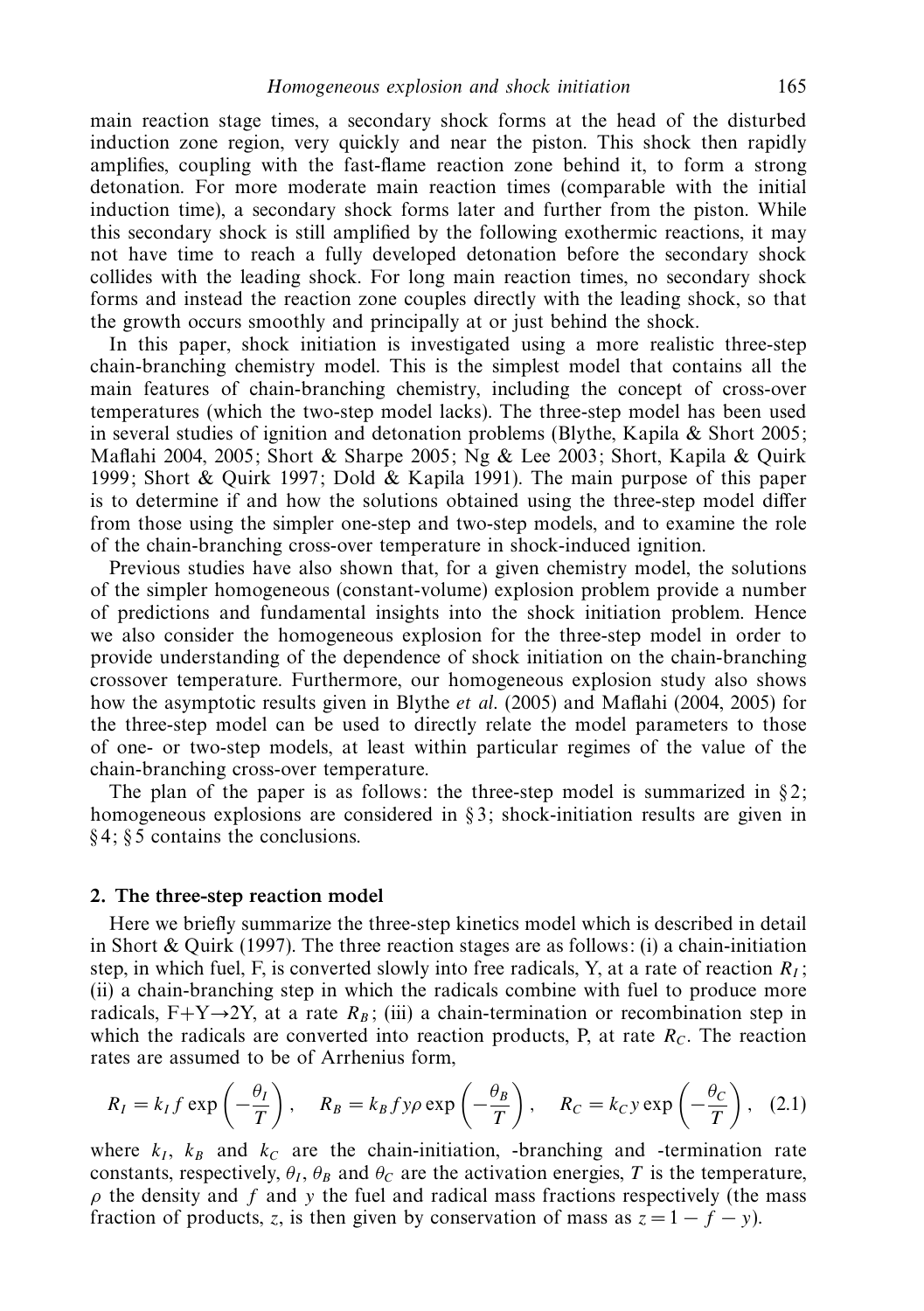main reaction stage times, a secondary shock forms at the head of the disturbed induction zone region, very quickly and near the piston. This shock then rapidly amplifies, coupling with the fast-flame reaction zone behind it, to form a strong detonation. For more moderate main reaction times (comparable with the initial induction time), a secondary shock forms later and further from the piston. While this secondary shock is still amplified by the following exothermic reactions, it may not have time to reach a fully developed detonation before the secondary shock collides with the leading shock. For long main reaction times, no secondary shock forms and instead the reaction zone couples directly with the leading shock, so that the growth occurs smoothly and principally at or just behind the shock.

In this paper, shock initiation is investigated using a more realistic three-step chain-branching chemistry model. This is the simplest model that contains all the main features of chain-branching chemistry, including the concept of cross-over temperatures (which the two-step model lacks). The three-step model has been used in several studies of ignition and detonation problems (Blythe, Kapila & Short 2005; Maflahi 2004, 2005; Short & Sharpe 2005; Ng & Lee 2003; Short, Kapila & Quirk 1999; Short & Quirk 1997; Dold & Kapila 1991). The main purpose of this paper is to determine if and how the solutions obtained using the three-step model differ from those using the simpler one-step and two-step models, and to examine the role of the chain-branching cross-over temperature in shock-induced ignition.

Previous studies have also shown that, for a given chemistry model, the solutions of the simpler homogeneous (constant-volume) explosion problem provide a number of predictions and fundamental insights into the shock initiation problem. Hence we also consider the homogeneous explosion for the three-step model in order to provide understanding of the dependence of shock initiation on the chain-branching crossover temperature. Furthermore, our homogeneous explosion study also shows how the asymptotic results given in Blythe *et al.* (2005) and Maflahi (2004, 2005) for the three-step model can be used to directly relate the model parameters to those of one- or two-step models, at least within particular regimes of the value of the chain-branching cross-over temperature.

The plan of the paper is as follows: the three-step model is summarized in § 2; homogeneous explosions are considered in § 3; shock-initiation results are given in § 4; § 5 contains the conclusions.

## 2. The three-step reaction model

Here we briefly summarize the three-step kinetics model which is described in detail in Short & Quirk (1997). The three reaction stages are as follows: (i) a chain-initiation step, in which fuel, F, is converted slowly into free radicals, Y, at a rate of reaction $R_I$; (ii) a chain-branching step in which the radicals combine with fuel to produce more radicals, F+Y→2Y, at a rate $R_B$; (iii) a chain-termination or recombination step in which the radicals are converted into reaction products, P, at rate $R_C$. The reaction rates are assumed to be of Arrhenius form,

$$R_I = k_I f \exp\left(-\frac{\theta_I}{T}\right), \quad R_B = k_B f y \rho \exp\left(-\frac{\theta_B}{T}\right), \quad R_C = k_C y \exp\left(-\frac{\theta_C}{T}\right), \quad (2.1)$$

where $k_I$, $k_B$ and $k_C$ are the chain-initiation, -branching and -termination rate constants, respectively, $\theta_I$, $\theta_B$ and $\theta_C$ are the activation energies, $T$ is the temperature, $\rho$ the density and $f$ and $y$ the fuel and radical mass fractions respectively (the mass fraction of products, $z$, is then given by conservation of mass as $z = 1 - f - y$).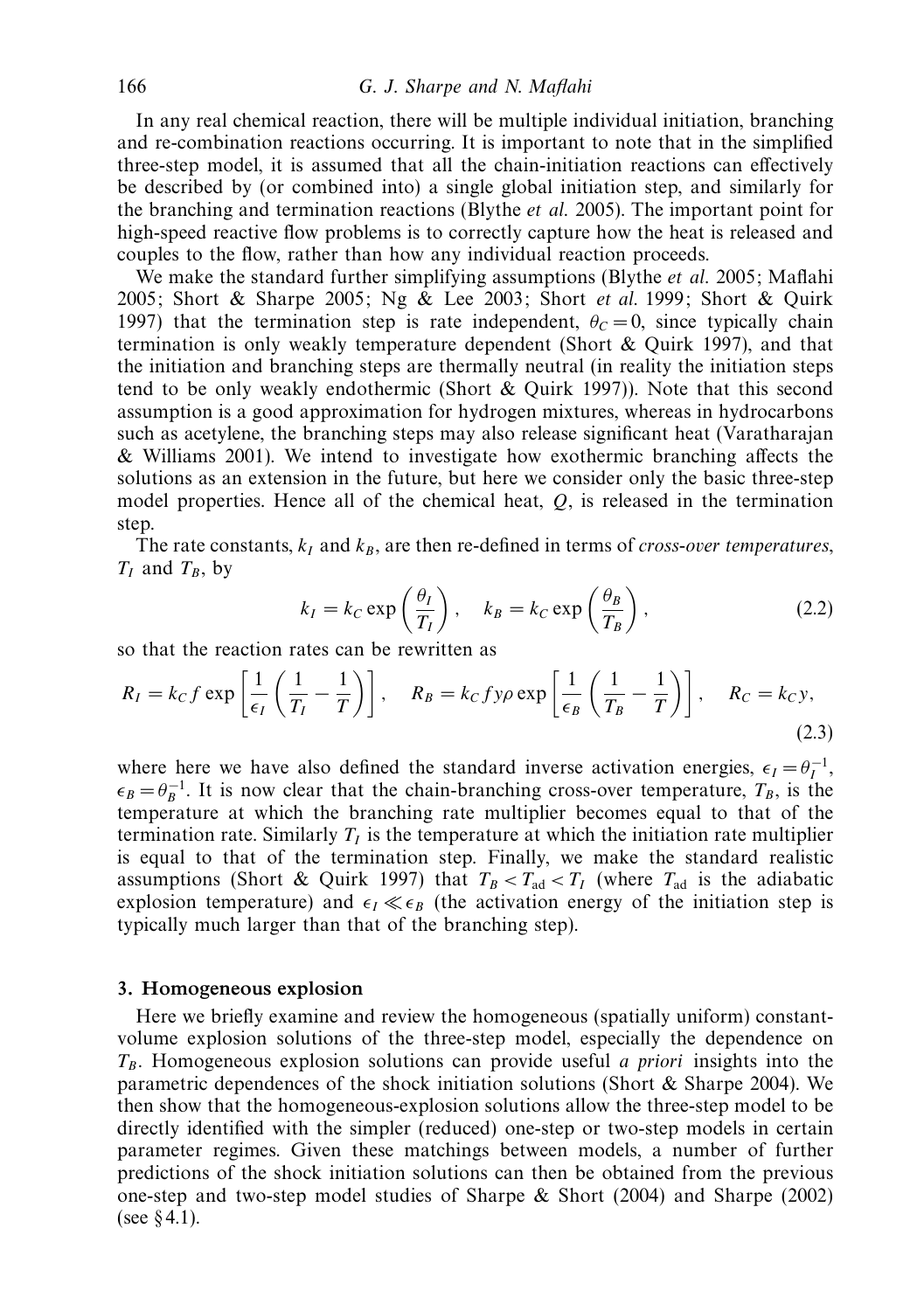In any real chemical reaction, there will be multiple individual initiation, branching and re-combination reactions occurring. It is important to note that in the simplified three-step model, it is assumed that all the chain-initiation reactions can effectively be described by (or combined into) a single global initiation step, and similarly for the branching and termination reactions (Blythe *et al.* 2005). The important point for high-speed reactive flow problems is to correctly capture how the heat is released and couples to the flow, rather than how any individual reaction proceeds.

We make the standard further simplifying assumptions (Blythe *et al.* 2005; Maflahi 2005; Short & Sharpe 2005; Ng & Lee 2003; Short *et al.* 1999; Short & Quirk 1997) that the termination step is rate independent, $\theta_C = 0$, since typically chain termination is only weakly temperature dependent (Short & Quirk 1997), and that the initiation and branching steps are thermally neutral (in reality the initiation steps tend to be only weakly endothermic (Short & Quirk 1997)). Note that this second assumption is a good approximation for hydrogen mixtures, whereas in hydrocarbons such as acetylene, the branching steps may also release significant heat (Varatharajan & Williams 2001). We intend to investigate how exothermic branching affects the solutions as an extension in the future, but here we consider only the basic three-step model properties. Hence all of the chemical heat, $Q$, is released in the termination step.

The rate constants, $k_I$ and $k_B$, are then re-defined in terms of *cross-over temperatures*, $T_I$ and $T_B$, by

$$k_I = k_C \exp\left(\frac{\theta_I}{T_I}\right), \quad k_B = k_C \exp\left(\frac{\theta_B}{T_B}\right), \tag{2.2}$$

so that the reaction rates can be rewritten as

$$R_I = k_C f \exp\left[\frac{1}{\epsilon_I}\left(\frac{1}{T_I} - \frac{1}{T}\right)\right], \quad R_B = k_C f y \rho \exp\left[\frac{1}{\epsilon_B}\left(\frac{1}{T_B} - \frac{1}{T}\right)\right], \quad R_C = k_C y, \tag{2.3}$$

where here we have also defined the standard inverse activation energies, $\epsilon_I = \theta_I^{-1}$, $\epsilon_B = \theta_B^{-1}$. It is now clear that the chain-branching cross-over temperature, $T_B$, is the temperature at which the branching rate multiplier becomes equal to that of the termination rate. Similarly $T_I$ is the temperature at which the initiation rate multiplier is equal to that of the termination step. Finally, we make the standard realistic assumptions (Short & Quirk 1997) that $T_B < T_{\mathrm{ad}} < T_I$ (where $T_{\mathrm{ad}}$ is the adiabatic explosion temperature) and $\epsilon_I \ll \epsilon_B$ (the activation energy of the initiation step is typically much larger than that of the branching step).

## 3. Homogeneous explosion

Here we briefly examine and review the homogeneous (spatially uniform) constant-volume explosion solutions of the three-step model, especially the dependence on $T_B$. Homogeneous explosion solutions can provide useful *a priori* insights into the parametric dependences of the shock initiation solutions (Short & Sharpe 2004). We then show that the homogeneous-explosion solutions allow the three-step model to be directly identified with the simpler (reduced) one-step or two-step models in certain parameter regimes. Given these matchings between models, a number of further predictions of the shock initiation solutions can then be obtained from the previous one-step and two-step model studies of Sharpe & Short (2004) and Sharpe (2002) (see §4.1).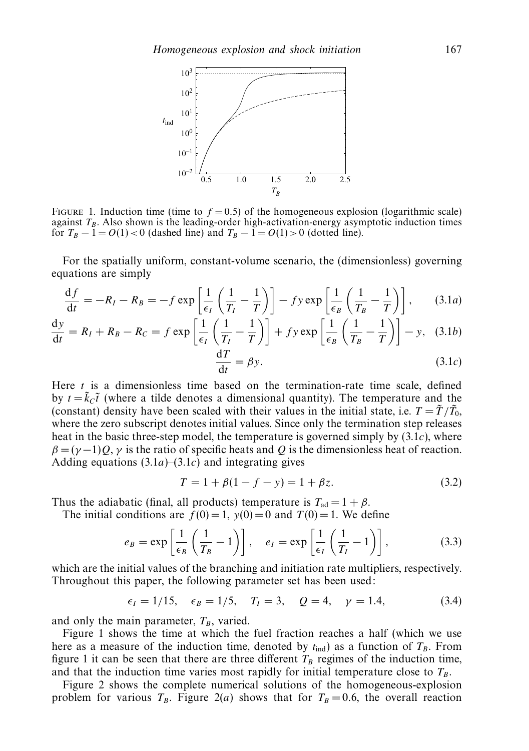FIGURE 1. Induction time (time to $f = 0.5$) of the homogeneous explosion (logarithmic scale) against $T_B$. Also shown is the leading-order high-activation-energy asymptotic induction times for $T_B - 1 = O(1) < 0$ (dashed line) and $T_B - 1 = O(1) > 0$ (dotted line).

For the spatially uniform, constant-volume scenario, the (dimensionless) governing equations are simply

$$\frac{\mathrm{d}f}{\mathrm{d}t} = -R_I - R_B = -f \exp\left[\frac{1}{\epsilon_I}\left(\frac{1}{T_I} - \frac{1}{T}\right)\right] - fy \exp\left[\frac{1}{\epsilon_B}\left(\frac{1}{T_B} - \frac{1}{T}\right)\right], \tag{3.1a}$$

$$\frac{\mathrm{d}y}{\mathrm{d}t} = R_I + R_B - R_C = f \exp\left[\frac{1}{\epsilon_I}\left(\frac{1}{T_I} - \frac{1}{T}\right)\right] + fy \exp\left[\frac{1}{\epsilon_B}\left(\frac{1}{T_B} - \frac{1}{T}\right)\right] - y, \tag{3.1b}$$

$$\frac{\mathrm{d}T}{\mathrm{d}t} = \beta y. \tag{3.1c}$$

Here $t$ is a dimensionless time based on the termination-rate time scale, defined by $t = \tilde{k}_C \tilde{t}$ (where a tilde denotes a dimensional quantity). The temperature and the (constant) density have been scaled with their values in the initial state, i.e. $T = \tilde{T}/\tilde{T}_0$, where the zero subscript denotes initial values. Since only the termination step releases heat in the basic three-step model, the temperature is governed simply by (3.1c), where $\beta = (\gamma - 1)Q$, $\gamma$ is the ratio of specific heats and $Q$ is the dimensionless heat of reaction. Adding equations (3.1a)–(3.1c) and integrating gives

$$T = 1 + \beta(1 - f - y) = 1 + \beta z. \tag{3.2}$$

Thus the adiabatic (final, all products) temperature is $T_{\mathrm{ad}} = 1 + \beta$.

The initial conditions are $f(0) = 1$, $y(0) = 0$ and $T(0) = 1$. We define

$$e_B = \exp\left[\frac{1}{\epsilon_B}\left(\frac{1}{T_B} - 1\right)\right], \quad e_I = \exp\left[\frac{1}{\epsilon_I}\left(\frac{1}{T_I} - 1\right)\right], \tag{3.3}$$

which are the initial values of the branching and initiation rate multipliers, respectively. Throughout this paper, the following parameter set has been used:

$$\epsilon_I = 1/15, \quad \epsilon_B = 1/5, \quad T_I = 3, \quad Q = 4, \quad \gamma = 1.4, \tag{3.4}$$

and only the main parameter, $T_B$, varied.

Figure 1 shows the time at which the fuel fraction reaches a half (which we use here as a measure of the induction time, denoted by $t_{\mathrm{ind}}$) as a function of $T_B$. From figure 1 it can be seen that there are three different $T_B$ regimes of the induction time, and that the induction time varies most rapidly for initial temperature close to $T_B$.

Figure 2 shows the complete numerical solutions of the homogeneous-explosion problem for various $T_B$. Figure 2(a) shows that for $T_B = 0.6$, the overall reaction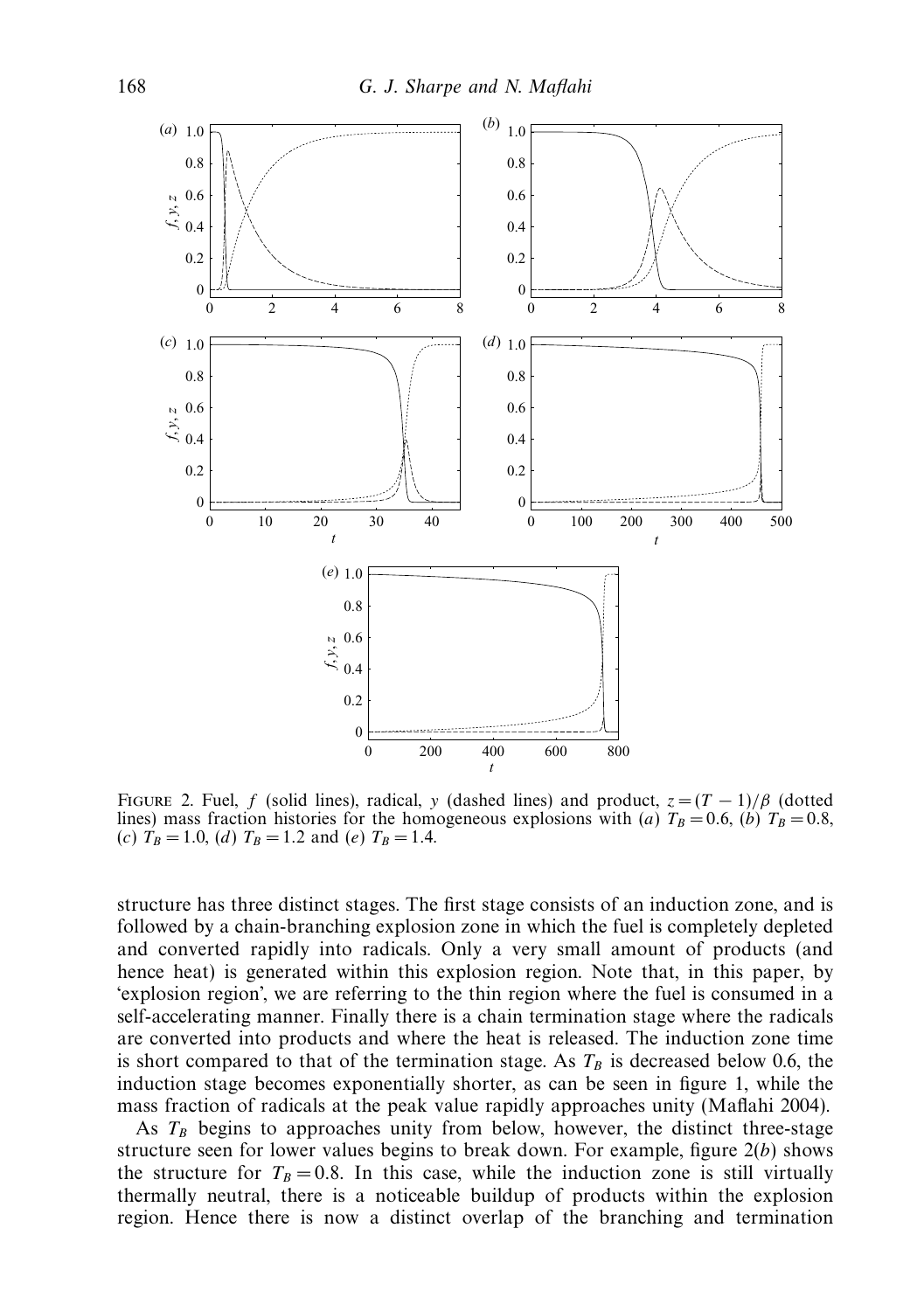FIGURE 2. Fuel, $f$ (solid lines), radical, $y$ (dashed lines) and product, $z = (T - 1)/\beta$ (dotted lines) mass fraction histories for the homogeneous explosions with (*a*) $T_B = 0.6$, (*b*) $T_B = 0.8$, (*c*) $T_B = 1.0$, (*d*) $T_B = 1.2$ and (*e*) $T_B = 1.4$.

structure has three distinct stages. The first stage consists of an induction zone, and is followed by a chain-branching explosion zone in which the fuel is completely depleted and converted rapidly into radicals. Only a very small amount of products (and hence heat) is generated within this explosion region. Note that, in this paper, by 'explosion region', we are referring to the thin region where the fuel is consumed in a self-accelerating manner. Finally there is a chain termination stage where the radicals are converted into products and where the heat is released. The induction zone time is short compared to that of the termination stage. As $T_B$ is decreased below 0.6, the induction stage becomes exponentially shorter, as can be seen in figure 1, while the mass fraction of radicals at the peak value rapidly approaches unity (Maflahi 2004).

As $T_B$ begins to approaches unity from below, however, the distinct three-stage structure seen for lower values begins to break down. For example, figure 2(*b*) shows the structure for $T_B = 0.8$. In this case, while the induction zone is still virtually thermally neutral, there is a noticeable buildup of products within the explosion region. Hence there is now a distinct overlap of the branching and termination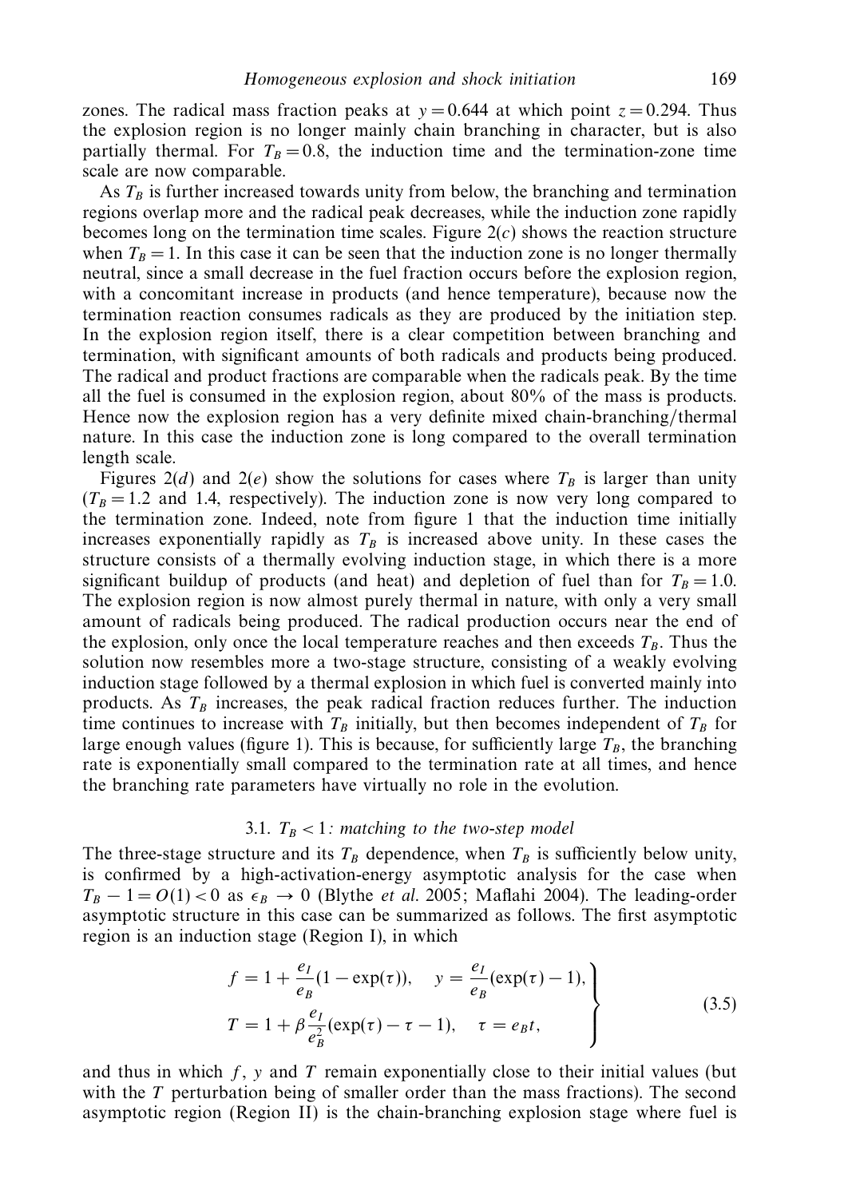zones. The radical mass fraction peaks at $y = 0.644$ at which point $z = 0.294$. Thus the explosion region is no longer mainly chain branching in character, but is also partially thermal. For $T_B = 0.8$, the induction time and the termination-zone time scale are now comparable.

As $T_B$ is further increased towards unity from below, the branching and termination regions overlap more and the radical peak decreases, while the induction zone rapidly becomes long on the termination time scales. Figure 2(*c*) shows the reaction structure when $T_B = 1$. In this case it can be seen that the induction zone is no longer thermally neutral, since a small decrease in the fuel fraction occurs before the explosion region, with a concomitant increase in products (and hence temperature), because now the termination reaction consumes radicals as they are produced by the initiation step. In the explosion region itself, there is a clear competition between branching and termination, with significant amounts of both radicals and products being produced. The radical and product fractions are comparable when the radicals peak. By the time all the fuel is consumed in the explosion region, about 80% of the mass is products. Hence now the explosion region has a very definite mixed chain-branching/thermal nature. In this case the induction zone is long compared to the overall termination length scale.

Figures 2(*d*) and 2(*e*) show the solutions for cases where $T_B$ is larger than unity ($T_B = 1.2$ and 1.4, respectively). The induction zone is now very long compared to the termination zone. Indeed, note from figure 1 that the induction time initially increases exponentially rapidly as $T_B$ is increased above unity. In these cases the structure consists of a thermally evolving induction stage, in which there is a more significant buildup of products (and heat) and depletion of fuel than for $T_B = 1.0$. The explosion region is now almost purely thermal in nature, with only a very small amount of radicals being produced. The radical production occurs near the end of the explosion, only once the local temperature reaches and then exceeds $T_B$. Thus the solution now resembles more a two-stage structure, consisting of a weakly evolving induction stage followed by a thermal explosion in which fuel is converted mainly into products. As $T_B$ increases, the peak radical fraction reduces further. The induction time continues to increase with $T_B$ initially, but then becomes independent of $T_B$ for large enough values (figure 1). This is because, for sufficiently large $T_B$, the branching rate is exponentially small compared to the termination rate at all times, and hence the branching rate parameters have virtually no role in the evolution.

### 3.1. $T_B < 1$: *matching to the two-step model*

The three-stage structure and its $T_B$ dependence, when $T_B$ is sufficiently below unity, is confirmed by a high-activation-energy asymptotic analysis for the case when $T_B - 1 = O(1) < 0$ as $\epsilon_B \to 0$ (Blythe *et al.* 2005; Maflahi 2004). The leading-order asymptotic structure in this case can be summarized as follows. The first asymptotic region is an induction stage (Region I), in which

$$
\left.
\begin{aligned}
f &= 1 + \frac{e_I}{e_B}(1 - \exp(\tau)), \quad y = \frac{e_I}{e_B}(\exp(\tau) - 1), \\
T &= 1 + \beta\frac{e_I}{e_B^2}(\exp(\tau) - \tau - 1), \quad \tau = e_B t,
\end{aligned}
\right\}
\tag{3.5}
$$

and thus in which $f$, $y$ and $T$ remain exponentially close to their initial values (but with the $T$ perturbation being of smaller order than the mass fractions). The second asymptotic region (Region II) is the chain-branching explosion stage where fuel is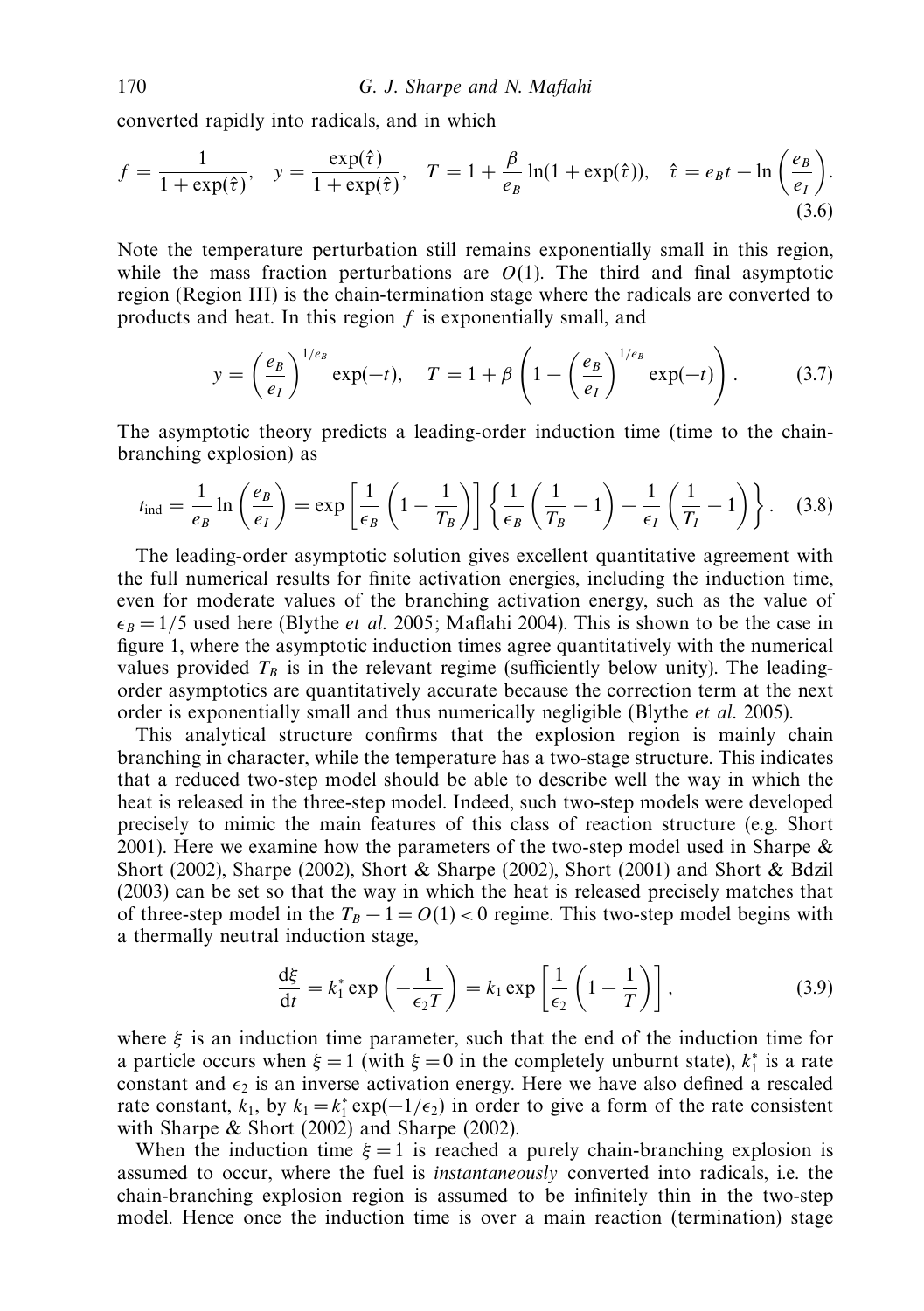converted rapidly into radicals, and in which

$$f = \frac{1}{1+\exp(\hat{\tau})}, \quad y = \frac{\exp(\hat{\tau})}{1+\exp(\hat{\tau})}, \quad T = 1 + \frac{\beta}{e_B}\ln(1+\exp(\hat{\tau})), \quad \hat{\tau} = e_B t - \ln\left(\frac{e_B}{e_I}\right). \tag{3.6}$$

Note the temperature perturbation still remains exponentially small in this region, while the mass fraction perturbations are $O(1)$. The third and final asymptotic region (Region III) is the chain-termination stage where the radicals are converted to products and heat. In this region $f$ is exponentially small, and

$$y = \left(\frac{e_B}{e_I}\right)^{1/e_B} \exp(-t), \quad T = 1 + \beta\left(1 - \left(\frac{e_B}{e_I}\right)^{1/e_B} \exp(-t)\right). \tag{3.7}$$

The asymptotic theory predicts a leading-order induction time (time to the chain-branching explosion) as

$$t_{\text{ind}} = \frac{1}{e_B}\ln\left(\frac{e_B}{e_I}\right) = \exp\left[\frac{1}{\epsilon_B}\left(1-\frac{1}{T_B}\right)\right]\left\{\frac{1}{\epsilon_B}\left(\frac{1}{T_B}-1\right) - \frac{1}{\epsilon_I}\left(\frac{1}{T_I}-1\right)\right\}. \tag{3.8}$$

The leading-order asymptotic solution gives excellent quantitative agreement with the full numerical results for finite activation energies, including the induction time, even for moderate values of the branching activation energy, such as the value of $\epsilon_B = 1/5$ used here (Blythe *et al.* 2005; Maflahi 2004). This is shown to be the case in figure 1, where the asymptotic induction times agree quantitatively with the numerical values provided $T_B$ is in the relevant regime (sufficiently below unity). The leading-order asymptotics are quantitatively accurate because the correction term at the next order is exponentially small and thus numerically negligible (Blythe *et al.* 2005).

This analytical structure confirms that the explosion region is mainly chain branching in character, while the temperature has a two-stage structure. This indicates that a reduced two-step model should be able to describe well the way in which the heat is released in the three-step model. Indeed, such two-step models were developed precisely to mimic the main features of this class of reaction structure (e.g. Short 2001). Here we examine how the parameters of the two-step model used in Sharpe & Short (2002), Sharpe (2002), Short & Sharpe (2002), Short (2001) and Short & Bdzil (2003) can be set so that the way in which the heat is released precisely matches that of three-step model in the $T_B - 1 = O(1) < 0$ regime. This two-step model begins with a thermally neutral induction stage,

$$\frac{d\xi}{dt} = k_1^* \exp\left(-\frac{1}{\epsilon_2 T}\right) = k_1 \exp\left[\frac{1}{\epsilon_2}\left(1-\frac{1}{T}\right)\right], \tag{3.9}$$

where $\xi$ is an induction time parameter, such that the end of the induction time for a particle occurs when $\xi = 1$ (with $\xi = 0$ in the completely unburnt state), $k_1^*$ is a rate constant and $\epsilon_2$ is an inverse activation energy. Here we have also defined a rescaled rate constant, $k_1$, by $k_1 = k_1^* \exp(-1/\epsilon_2)$ in order to give a form of the rate consistent with Sharpe & Short (2002) and Sharpe (2002).

When the induction time $\xi = 1$ is reached a purely chain-branching explosion is assumed to occur, where the fuel is *instantaneously* converted into radicals, i.e. the chain-branching explosion region is assumed to be infinitely thin in the two-step model. Hence once the induction time is over a main reaction (termination) stage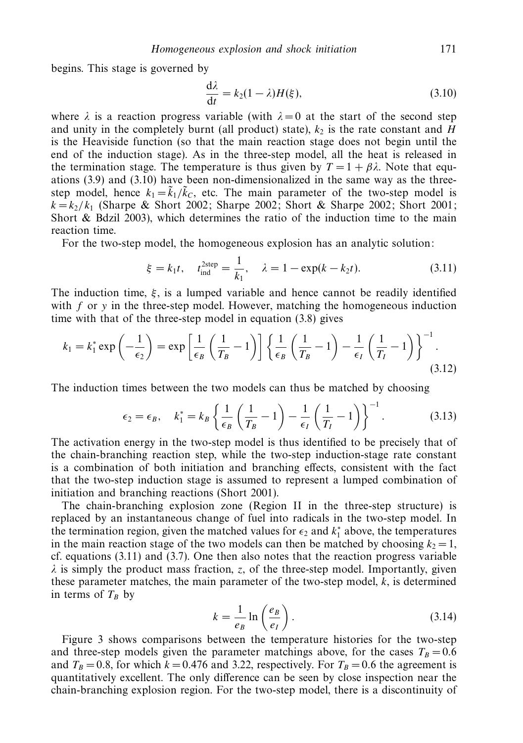begins. This stage is governed by

$$\frac{\mathrm{d}\lambda}{\mathrm{d}t} = k_2(1-\lambda)H(\xi), \tag{3.10}$$

where $\lambda$ is a reaction progress variable (with $\lambda = 0$ at the start of the second step and unity in the completely burnt (all product) state), $k_2$ is the rate constant and $H$ is the Heaviside function (so that the main reaction stage does not begin until the end of the induction stage). As in the three-step model, all the heat is released in the termination stage. The temperature is thus given by $T = 1 + \beta\lambda$. Note that equations (3.9) and (3.10) have been non-dimensionalized in the same way as the three-step model, hence $k_1 = \tilde{k}_1/\tilde{k}_C$, etc. The main parameter of the two-step model is $k = k_2/k_1$ (Sharpe & Short 2002; Sharpe 2002; Short & Sharpe 2002; Short 2001; Short & Bdzil 2003), which determines the ratio of the induction time to the main reaction time.

For the two-step model, the homogeneous explosion has an analytic solution:

$$\xi = k_1 t, \quad t_{\mathrm{ind}}^{\mathrm{2step}} = \frac{1}{k_1}, \quad \lambda = 1 - \exp(k - k_2 t). \tag{3.11}$$

The induction time, $\xi$, is a lumped variable and hence cannot be readily identified with $f$ or $y$ in the three-step model. However, matching the homogeneous induction time with that of the three-step model in equation (3.8) gives

$$k_1 = k_1^* \exp\left(-\frac{1}{\epsilon_2}\right) = \exp\left[\frac{1}{\epsilon_B}\left(\frac{1}{T_B} - 1\right)\right]\left\{\frac{1}{\epsilon_B}\left(\frac{1}{T_B} - 1\right) - \frac{1}{\epsilon_I}\left(\frac{1}{T_I} - 1\right)\right\}^{-1}. \tag{3.12}$$

The induction times between the two models can thus be matched by choosing

$$\epsilon_2 = \epsilon_B, \quad k_1^* = k_B\left\{\frac{1}{\epsilon_B}\left(\frac{1}{T_B} - 1\right) - \frac{1}{\epsilon_I}\left(\frac{1}{T_I} - 1\right)\right\}^{-1}. \tag{3.13}$$

The activation energy in the two-step model is thus identified to be precisely that of the chain-branching reaction step, while the two-step induction-stage rate constant is a combination of both initiation and branching effects, consistent with the fact that the two-step induction stage is assumed to represent a lumped combination of initiation and branching reactions (Short 2001).

The chain-branching explosion zone (Region II in the three-step structure) is replaced by an instantaneous change of fuel into radicals in the two-step model. In the termination region, given the matched values for $\epsilon_2$ and $k_1^*$ above, the temperatures in the main reaction stage of the two models can then be matched by choosing $k_2 = 1$, cf. equations (3.11) and (3.7). One then also notes that the reaction progress variable $\lambda$ is simply the product mass fraction, $z$, of the three-step model. Importantly, given these parameter matches, the main parameter of the two-step model, $k$, is determined in terms of $T_B$ by

$$k = \frac{1}{e_B}\ln\left(\frac{e_B}{e_I}\right). \tag{3.14}$$

Figure 3 shows comparisons between the temperature histories for the two-step and three-step models given the parameter matchings above, for the cases $T_B = 0.6$ and $T_B = 0.8$, for which $k = 0.476$ and 3.22, respectively. For $T_B = 0.6$ the agreement is quantitatively excellent. The only difference can be seen by close inspection near the chain-branching explosion region. For the two-step model, there is a discontinuity of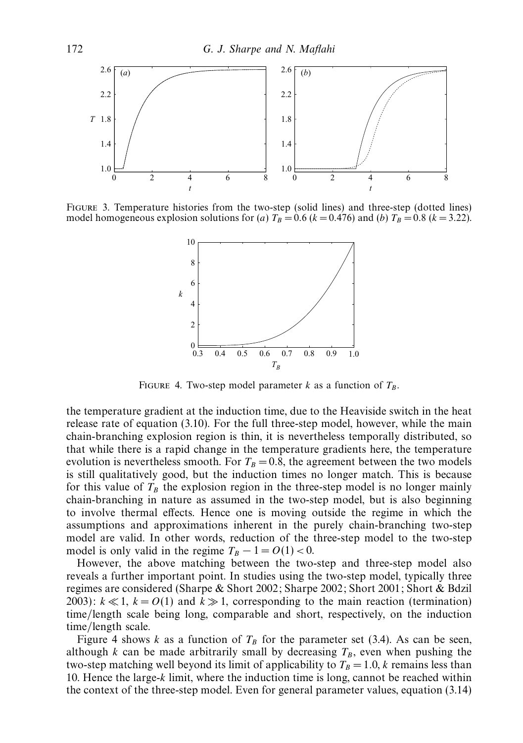FIGURE 3. Temperature histories from the two-step (solid lines) and three-step (dotted lines) model homogeneous explosion solutions for (*a*) $T_B = 0.6$ ($k = 0.476$) and (*b*) $T_B = 0.8$ ($k = 3.22$).

FIGURE 4. Two-step model parameter $k$ as a function of $T_B$.

the temperature gradient at the induction time, due to the Heaviside switch in the heat release rate of equation (3.10). For the full three-step model, however, while the main chain-branching explosion region is thin, it is nevertheless temporally distributed, so that while there is a rapid change in the temperature gradients here, the temperature evolution is nevertheless smooth. For $T_B = 0.8$, the agreement between the two models is still qualitatively good, but the induction times no longer match. This is because for this value of $T_B$ the explosion region in the three-step model is no longer mainly chain-branching in nature as assumed in the two-step model, but is also beginning to involve thermal effects. Hence one is moving outside the regime in which the assumptions and approximations inherent in the purely chain-branching two-step model are valid. In other words, reduction of the three-step model to the two-step model is only valid in the regime $T_B - 1 = O(1) < 0$.

However, the above matching between the two-step and three-step model also reveals a further important point. In studies using the two-step model, typically three regimes are considered (Sharpe & Short 2002; Sharpe 2002; Short 2001; Short & Bdzil 2003): $k \ll 1$, $k = O(1)$ and $k \gg 1$, corresponding to the main reaction (termination) time/length scale being long, comparable and short, respectively, on the induction time/length scale.

Figure 4 shows $k$ as a function of $T_B$ for the parameter set (3.4). As can be seen, although $k$ can be made arbitrarily small by decreasing $T_B$, even when pushing the two-step matching well beyond its limit of applicability to $T_B = 1.0$, $k$ remains less than 10. Hence the large-$k$ limit, where the induction time is long, cannot be reached within the context of the three-step model. Even for general parameter values, equation (3.14)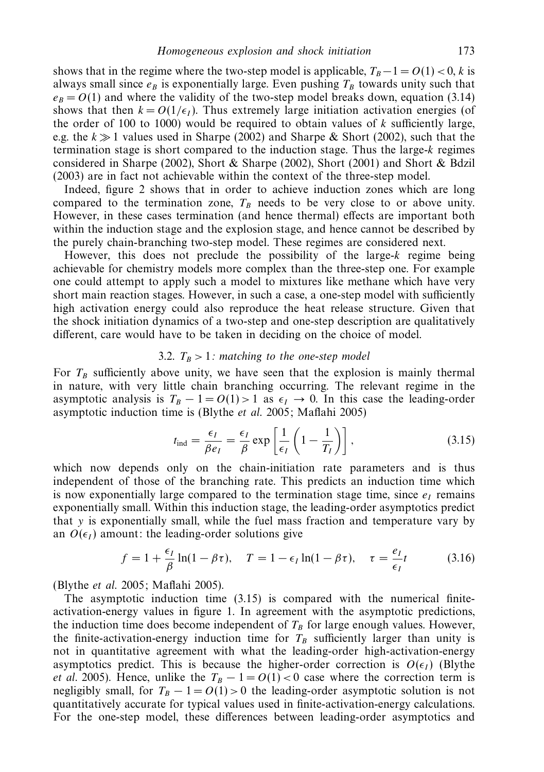shows that in the regime where the two-step model is applicable, $T_B - 1 = O(1) < 0$, $k$ is always small since $e_B$ is exponentially large. Even pushing $T_B$ towards unity such that $e_B = O(1)$ and where the validity of the two-step model breaks down, equation (3.14) shows that then $k = O(1/\epsilon_I)$. Thus extremely large initiation activation energies (of the order of 100 to 1000) would be required to obtain values of $k$ sufficiently large, e.g. the $k \gg 1$ values used in Sharpe (2002) and Sharpe & Short (2002), such that the termination stage is short compared to the induction stage. Thus the large-$k$ regimes considered in Sharpe (2002), Short & Sharpe (2002), Short (2001) and Short & Bdzil (2003) are in fact not achievable within the context of the three-step model.

Indeed, figure 2 shows that in order to achieve induction zones which are long compared to the termination zone, $T_B$ needs to be very close to or above unity. However, in these cases termination (and hence thermal) effects are important both within the induction stage and the explosion stage, and hence cannot be described by the purely chain-branching two-step model. These regimes are considered next.

However, this does not preclude the possibility of the large-$k$ regime being achievable for chemistry models more complex than the three-step one. For example one could attempt to apply such a model to mixtures like methane which have very short main reaction stages. However, in such a case, a one-step model with sufficiently high activation energy could also reproduce the heat release structure. Given that the shock initiation dynamics of a two-step and one-step description are qualitatively different, care would have to be taken in deciding on the choice of model.

### 3.2. $T_B > 1$: *matching to the one-step model*

For $T_B$ sufficiently above unity, we have seen that the explosion is mainly thermal in nature, with very little chain branching occurring. The relevant regime in the asymptotic analysis is $T_B - 1 = O(1) > 1$ as $\epsilon_I \to 0$. In this case the leading-order asymptotic induction time is (Blythe *et al.* 2005; Maflahi 2005)

$$t_{\text{ind}} = \frac{\epsilon_I}{\beta e_I} = \frac{\epsilon_I}{\beta} \exp\left[\frac{1}{\epsilon_I}\left(1 - \frac{1}{T_I}\right)\right], \tag{3.15}$$

which now depends only on the chain-initiation rate parameters and is thus independent of those of the branching rate. This predicts an induction time which is now exponentially large compared to the termination stage time, since $e_I$ remains exponentially small. Within this induction stage, the leading-order asymptotics predict that $y$ is exponentially small, while the fuel mass fraction and temperature vary by an $O(\epsilon_I)$ amount: the leading-order solutions give

$$f = 1 + \frac{\epsilon_I}{\beta}\ln(1 - \beta\tau), \quad T = 1 - \epsilon_I \ln(1 - \beta\tau), \quad \tau = \frac{e_I}{\epsilon_I} t \tag{3.16}$$

(Blythe *et al.* 2005; Maflahi 2005).

The asymptotic induction time (3.15) is compared with the numerical finite-activation-energy values in figure 1. In agreement with the asymptotic predictions, the induction time does become independent of $T_B$ for large enough values. However, the finite-activation-energy induction time for $T_B$ sufficiently larger than unity is not in quantitative agreement with what the leading-order high-activation-energy asymptotics predict. This is because the higher-order correction is $O(\epsilon_I)$ (Blythe *et al.* 2005). Hence, unlike the $T_B - 1 = O(1) < 0$ case where the correction term is negligibly small, for $T_B - 1 = O(1) > 0$ the leading-order asymptotic solution is not quantitatively accurate for typical values used in finite-activation-energy calculations. For the one-step model, these differences between leading-order asymptotics and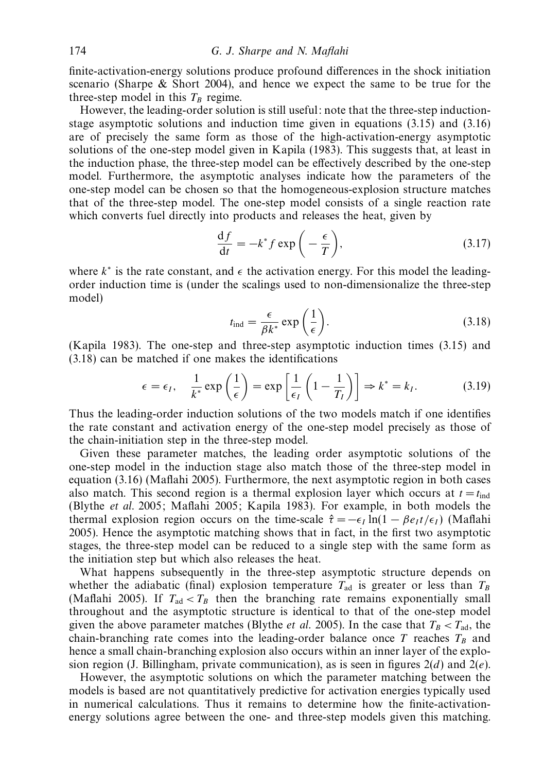finite-activation-energy solutions produce profound differences in the shock initiation scenario (Sharpe & Short 2004), and hence we expect the same to be true for the three-step model in this $T_B$ regime.

However, the leading-order solution is still useful: note that the three-step induction-stage asymptotic solutions and induction time given in equations (3.15) and (3.16) are of precisely the same form as those of the high-activation-energy asymptotic solutions of the one-step model given in Kapila (1983). This suggests that, at least in the induction phase, the three-step model can be effectively described by the one-step model. Furthermore, the asymptotic analyses indicate how the parameters of the one-step model can be chosen so that the homogeneous-explosion structure matches that of the three-step model. The one-step model consists of a single reaction rate which converts fuel directly into products and releases the heat, given by

$$\frac{\mathrm{d}f}{\mathrm{d}t} = -k^* f \exp\left(-\frac{\epsilon}{T}\right), \tag{3.17}$$

where $k^*$ is the rate constant, and $\epsilon$ the activation energy. For this model the leading-order induction time is (under the scalings used to non-dimensionalize the three-step model)

$$t_{\mathrm{ind}} = \frac{\epsilon}{\beta k^*} \exp\left(\frac{1}{\epsilon}\right). \tag{3.18}$$

(Kapila 1983). The one-step and three-step asymptotic induction times (3.15) and (3.18) can be matched if one makes the identifications

$$\epsilon = \epsilon_I, \quad \frac{1}{k^*} \exp\left(\frac{1}{\epsilon}\right) = \exp\left[\frac{1}{\epsilon_I}\left(1 - \frac{1}{T_I}\right)\right] \Rightarrow k^* = k_I. \tag{3.19}$$

Thus the leading-order induction solutions of the two models match if one identifies the rate constant and activation energy of the one-step model precisely as those of the chain-initiation step in the three-step model.

Given these parameter matches, the leading order asymptotic solutions of the one-step model in the induction stage also match those of the three-step model in equation (3.16) (Maflahi 2005). Furthermore, the next asymptotic region in both cases also match. This second region is a thermal explosion layer which occurs at $t = t_{\mathrm{ind}}$ (Blythe *et al.* 2005; Maflahi 2005; Kapila 1983). For example, in both models the thermal explosion region occurs on the time-scale $\hat{\tau} = -\epsilon_I \ln(1 - \beta e_I t/\epsilon_I)$ (Maflahi 2005). Hence the asymptotic matching shows that in fact, in the first two asymptotic stages, the three-step model can be reduced to a single step with the same form as the initiation step but which also releases the heat.

What happens subsequently in the three-step asymptotic structure depends on whether the adiabatic (final) explosion temperature $T_{\mathrm{ad}}$ is greater or less than $T_B$ (Maflahi 2005). If $T_{\mathrm{ad}} < T_B$ then the branching rate remains exponentially small throughout and the asymptotic structure is identical to that of the one-step model given the above parameter matches (Blythe *et al.* 2005). In the case that $T_B < T_{\mathrm{ad}}$, the chain-branching rate comes into the leading-order balance once $T$ reaches $T_B$ and hence a small chain-branching explosion also occurs within an inner layer of the explosion region (J. Billingham, private communication), as is seen in figures 2(*d*) and 2(*e*).

However, the asymptotic solutions on which the parameter matching between the models is based are not quantitatively predictive for activation energies typically used in numerical calculations. Thus it remains to determine how the finite-activation-energy solutions agree between the one- and three-step models given this matching.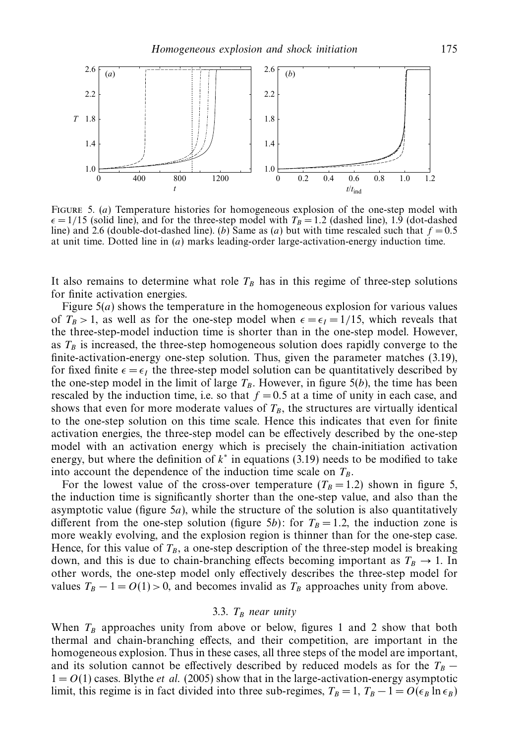FIGURE 5. (*a*) Temperature histories for homogeneous explosion of the one-step model with $\epsilon = 1/15$ (solid line), and for the three-step model with $T_B = 1.2$ (dashed line), 1.9 (dot-dashed line) and 2.6 (double-dot-dashed line). (*b*) Same as (*a*) but with time rescaled such that $f = 0.5$ at unit time. Dotted line in (*a*) marks leading-order large-activation-energy induction time.

It also remains to determine what role $T_B$ has in this regime of three-step solutions for finite activation energies.

Figure 5(*a*) shows the temperature in the homogeneous explosion for various values of $T_B > 1$, as well as for the one-step model when $\epsilon = \epsilon_I = 1/15$, which reveals that the three-step-model induction time is shorter than in the one-step model. However, as $T_B$ is increased, the three-step homogeneous solution does rapidly converge to the finite-activation-energy one-step solution. Thus, given the parameter matches (3.19), for fixed finite $\epsilon = \epsilon_I$ the three-step model solution can be quantitatively described by the one-step model in the limit of large $T_B$. However, in figure 5(*b*), the time has been rescaled by the induction time, i.e. so that $f = 0.5$ at a time of unity in each case, and shows that even for more moderate values of $T_B$, the structures are virtually identical to the one-step solution on this time scale. Hence this indicates that even for finite activation energies, the three-step model can be effectively described by the one-step model with an activation energy which is precisely the chain-initiation activation energy, but where the definition of $k^*$ in equations (3.19) needs to be modified to take into account the dependence of the induction time scale on $T_B$.

For the lowest value of the cross-over temperature ($T_B = 1.2$) shown in figure 5, the induction time is significantly shorter than the one-step value, and also than the asymptotic value (figure 5*a*), while the structure of the solution is also quantitatively different from the one-step solution (figure 5*b*): for $T_B = 1.2$, the induction zone is more weakly evolving, and the explosion region is thinner than for the one-step case. Hence, for this value of $T_B$, a one-step description of the three-step model is breaking down, and this is due to chain-branching effects becoming important as $T_B \to 1$. In other words, the one-step model only effectively describes the three-step model for values $T_B - 1 = O(1) > 0$, and becomes invalid as $T_B$ approaches unity from above.

### 3.3. $T_B$ near unity

When $T_B$ approaches unity from above or below, figures 1 and 2 show that both thermal and chain-branching effects, and their competition, are important in the homogeneous explosion. Thus in these cases, all three steps of the model are important, and its solution cannot be effectively described by reduced models as for the $T_B - 1 = O(1)$ cases. Blythe *et al.* (2005) show that in the large-activation-energy asymptotic limit, this regime is in fact divided into three sub-regimes, $T_B = 1$, $T_B - 1 = O(\epsilon_B \ln \epsilon_B)$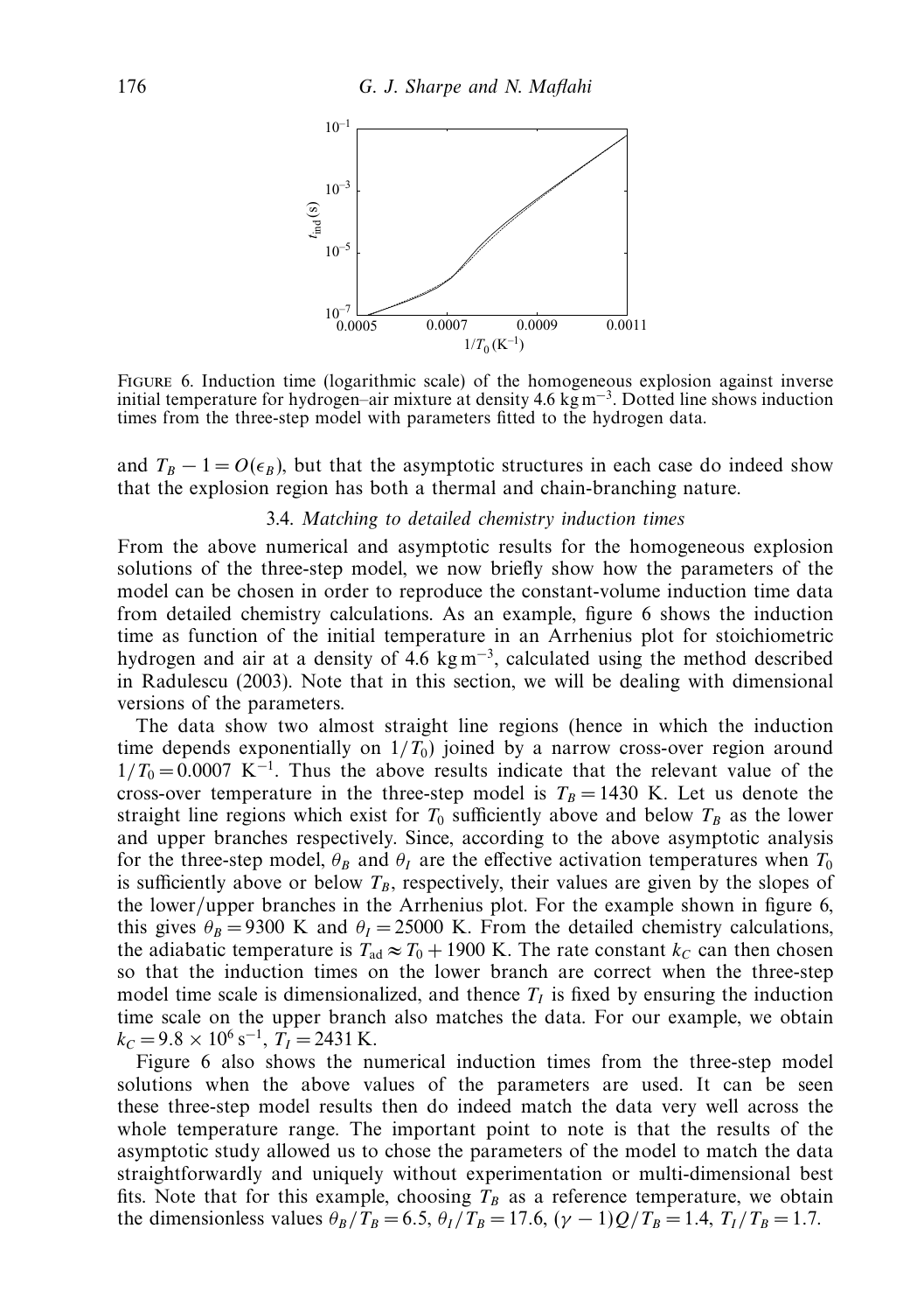FIGURE 6. Induction time (logarithmic scale) of the homogeneous explosion against inverse initial temperature for hydrogen–air mixture at density 4.6 kg m$^{-3}$. Dotted line shows induction times from the three-step model with parameters fitted to the hydrogen data.

and $T_B - 1 = O(\epsilon_B)$, but that the asymptotic structures in each case do indeed show that the explosion region has both a thermal and chain-branching nature.

### 3.4. *Matching to detailed chemistry induction times*

From the above numerical and asymptotic results for the homogeneous explosion solutions of the three-step model, we now briefly show how the parameters of the model can be chosen in order to reproduce the constant-volume induction time data from detailed chemistry calculations. As an example, figure 6 shows the induction time as function of the initial temperature in an Arrhenius plot for stoichiometric hydrogen and air at a density of 4.6 kg m$^{-3}$, calculated using the method described in Radulescu (2003). Note that in this section, we will be dealing with dimensional versions of the parameters.

The data show two almost straight line regions (hence in which the induction time depends exponentially on $1/T_0$) joined by a narrow cross-over region around $1/T_0 = 0.0007$ K$^{-1}$. Thus the above results indicate that the relevant value of the cross-over temperature in the three-step model is $T_B = 1430$ K. Let us denote the straight line regions which exist for $T_0$ sufficiently above and below $T_B$ as the lower and upper branches respectively. Since, according to the above asymptotic analysis for the three-step model, $\theta_B$ and $\theta_I$ are the effective activation temperatures when $T_0$ is sufficiently above or below $T_B$, respectively, their values are given by the slopes of the lower/upper branches in the Arrhenius plot. For the example shown in figure 6, this gives $\theta_B = 9300$ K and $\theta_I = 25000$ K. From the detailed chemistry calculations, the adiabatic temperature is $T_{\text{ad}} \approx T_0 + 1900$ K. The rate constant $k_C$ can then chosen so that the induction times on the lower branch are correct when the three-step model time scale is dimensionalized, and thence $T_I$ is fixed by ensuring the induction time scale on the upper branch also matches the data. For our example, we obtain $k_C = 9.8 \times 10^6$ s$^{-1}$, $T_I = 2431$ K.

Figure 6 also shows the numerical induction times from the three-step model solutions when the above values of the parameters are used. It can be seen these three-step model results then do indeed match the data very well across the whole temperature range. The important point to note is that the results of the asymptotic study allowed us to chose the parameters of the model to match the data straightforwardly and uniquely without experimentation or multi-dimensional best fits. Note that for this example, choosing $T_B$ as a reference temperature, we obtain the dimensionless values $\theta_B/T_B = 6.5$, $\theta_I/T_B = 17.6$, $(\gamma - 1)Q/T_B = 1.4$, $T_I/T_B = 1.7$.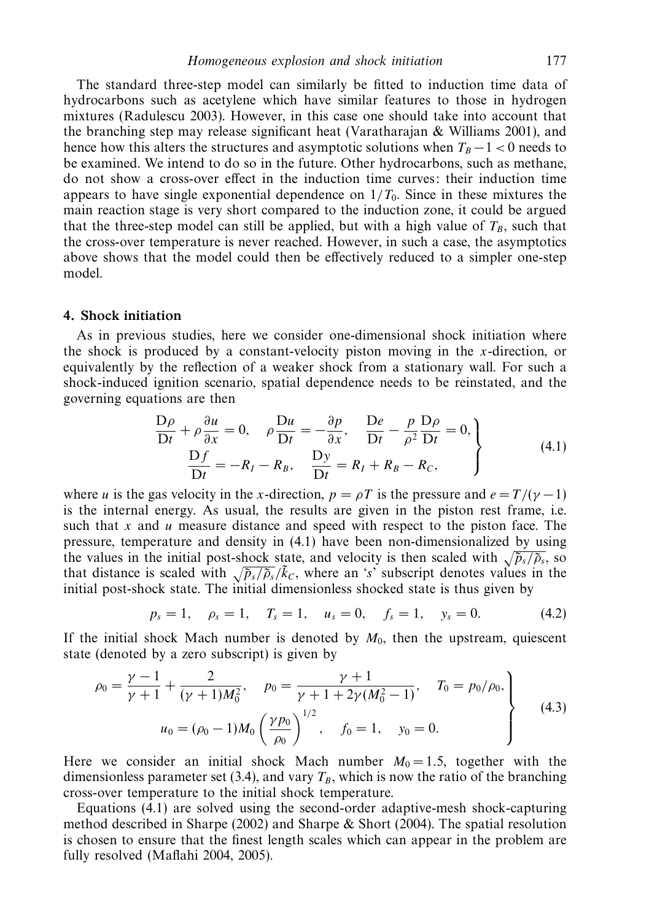The standard three-step model can similarly be fitted to induction time data of hydrocarbons such as acetylene which have similar features to those in hydrogen mixtures (Radulescu 2003). However, in this case one should take into account that the branching step may release significant heat (Varatharajan & Williams 2001), and hence how this alters the structures and asymptotic solutions when $T_B - 1 < 0$ needs to be examined. We intend to do so in the future. Other hydrocarbons, such as methane, do not show a cross-over effect in the induction time curves: their induction time appears to have single exponential dependence on $1/T_0$. Since in these mixtures the main reaction stage is very short compared to the induction zone, it could be argued that the three-step model can still be applied, but with a high value of $T_B$, such that the cross-over temperature is never reached. However, in such a case, the asymptotics above shows that the model could then be effectively reduced to a simpler one-step model.

## 4. Shock initiation

As in previous studies, here we consider one-dimensional shock initiation where the shock is produced by a constant-velocity piston moving in the $x$-direction, or equivalently by the reflection of a weaker shock from a stationary wall. For such a shock-induced ignition scenario, spatial dependence needs to be reinstated, and the governing equations are then

$$\left.\begin{aligned} \frac{\mathrm{D}\rho}{\mathrm{D}t} + \rho\frac{\partial u}{\partial x} = 0, \quad \rho\frac{\mathrm{D}u}{\mathrm{D}t} = -\frac{\partial p}{\partial x}, \quad \frac{\mathrm{D}e}{\mathrm{D}t} - \frac{p}{\rho^2}\frac{\mathrm{D}\rho}{\mathrm{D}t} = 0, \\ \frac{\mathrm{D}f}{\mathrm{D}t} = -R_I - R_B, \quad \frac{\mathrm{D}y}{\mathrm{D}t} = R_I + R_B - R_C, \end{aligned}\right\} \tag{4.1}$$

where $u$ is the gas velocity in the $x$-direction, $p = \rho T$ is the pressure and $e = T/(\gamma - 1)$ is the internal energy. As usual, the results are given in the piston rest frame, i.e. such that $x$ and $u$ measure distance and speed with respect to the piston face. The pressure, temperature and density in (4.1) have been non-dimensionalized by using the values in the initial post-shock state, and velocity is then scaled with $\sqrt{\tilde{p}_s/\tilde{\rho}_s}$, so that distance is scaled with $\sqrt{\tilde{p}_s/\tilde{\rho}_s}/\tilde{k}_C$, where an '$s$' subscript denotes values in the initial post-shock state. The initial dimensionless shocked state is thus given by

$$p_s = 1, \quad \rho_s = 1, \quad T_s = 1, \quad u_s = 0, \quad f_s = 1, \quad y_s = 0. \tag{4.2}$$

If the initial shock Mach number is denoted by $M_0$, then the upstream, quiescent state (denoted by a zero subscript) is given by

$$\left.\begin{aligned} \rho_0 = \frac{\gamma - 1}{\gamma + 1} + \frac{2}{(\gamma + 1)M_0^2}, \quad p_0 = \frac{\gamma + 1}{\gamma + 1 + 2\gamma(M_0^2 - 1)}, \quad T_0 = p_0/\rho_0, \\ u_0 = (\rho_0 - 1)M_0\left(\frac{\gamma p_0}{\rho_0}\right)^{1/2}, \quad f_0 = 1, \quad y_0 = 0. \end{aligned}\right\} \tag{4.3}$$

Here we consider an initial shock Mach number $M_0 = 1.5$, together with the dimensionless parameter set (3.4), and vary $T_B$, which is now the ratio of the branching cross-over temperature to the initial shock temperature.

Equations (4.1) are solved using the second-order adaptive-mesh shock-capturing method described in Sharpe (2002) and Sharpe & Short (2004). The spatial resolution is chosen to ensure that the finest length scales which can appear in the problem are fully resolved (Maflahi 2004, 2005).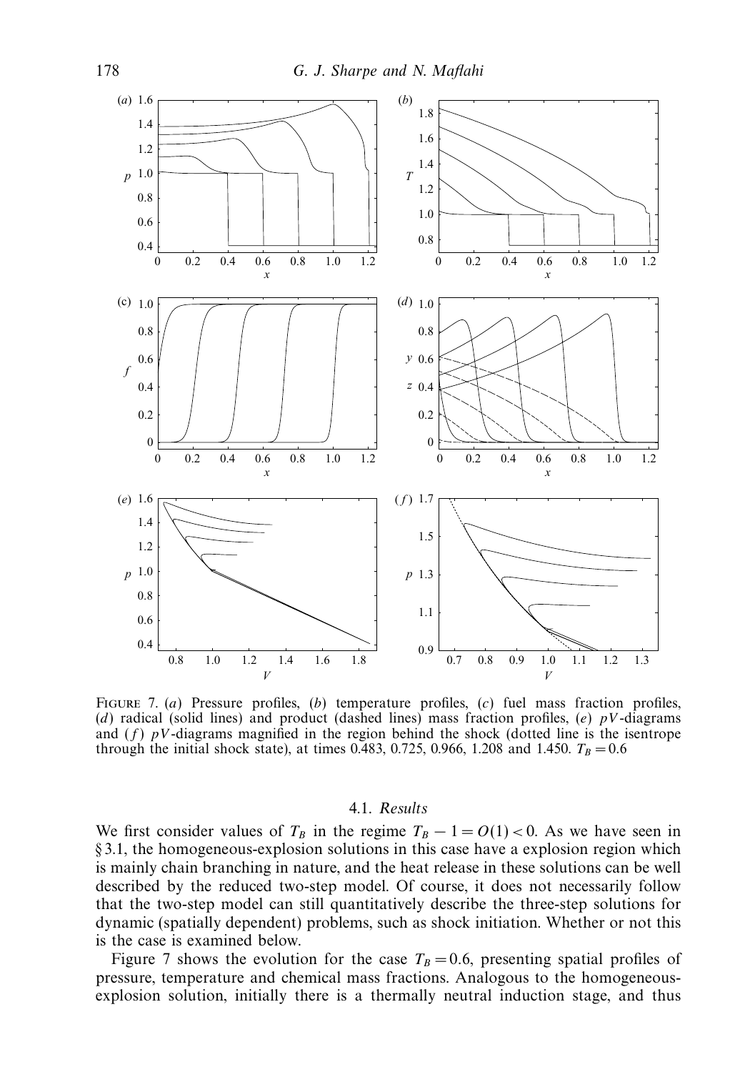FIGURE 7. (*a*) Pressure profiles, (*b*) temperature profiles, (*c*) fuel mass fraction profiles, (*d*) radical (solid lines) and product (dashed lines) mass fraction profiles, (*e*) $pV$-diagrams and (*f*) $pV$-diagrams magnified in the region behind the shock (dotted line is the isentrope through the initial shock state), at times 0.483, 0.725, 0.966, 1.208 and 1.450. $T_B = 0.6$

### 4.1. *Results*

We first consider values of $T_B$ in the regime $T_B - 1 = O(1) < 0$. As we have seen in § 3.1, the homogeneous-explosion solutions in this case have a explosion region which is mainly chain branching in nature, and the heat release in these solutions can be well described by the reduced two-step model. Of course, it does not necessarily follow that the two-step model can still quantitatively describe the three-step solutions for dynamic (spatially dependent) problems, such as shock initiation. Whether or not this is the case is examined below.

Figure 7 shows the evolution for the case $T_B = 0.6$, presenting spatial profiles of pressure, temperature and chemical mass fractions. Analogous to the homogeneous-explosion solution, initially there is a thermally neutral induction stage, and thus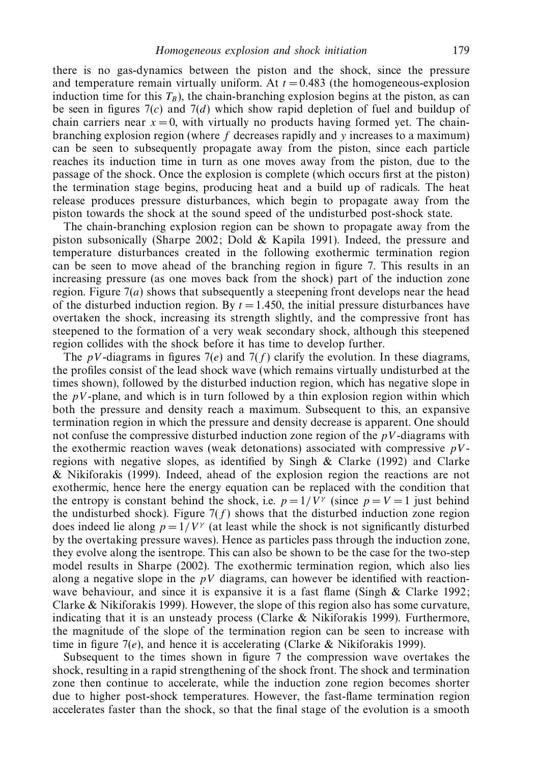there is no gas-dynamics between the piston and the shock, since the pressure and temperature remain virtually uniform. At $t = 0.483$ (the homogeneous-explosion induction time for this $T_B$), the chain-branching explosion begins at the piston, as can be seen in figures 7(*c*) and 7(*d*) which show rapid depletion of fuel and buildup of chain carriers near $x = 0$, with virtually no products having formed yet. The chain-branching explosion region (where $f$ decreases rapidly and $y$ increases to a maximum) can be seen to subsequently propagate away from the piston, since each particle reaches its induction time in turn as one moves away from the piston, due to the passage of the shock. Once the explosion is complete (which occurs first at the piston) the termination stage begins, producing heat and a build up of radicals. The heat release produces pressure disturbances, which begin to propagate away from the piston towards the shock at the sound speed of the undisturbed post-shock state.

The chain-branching explosion region can be shown to propagate away from the piston subsonically (Sharpe 2002; Dold & Kapila 1991). Indeed, the pressure and temperature disturbances created in the following exothermic termination region can be seen to move ahead of the branching region in figure 7. This results in an increasing pressure (as one moves back from the shock) part of the induction zone region. Figure 7(*a*) shows that subsequently a steepening front develops near the head of the disturbed induction region. By $t = 1.450$, the initial pressure disturbances have overtaken the shock, increasing its strength slightly, and the compressive front has steepened to the formation of a very weak secondary shock, although this steepened region collides with the shock before it has time to develop further.

The $pV$-diagrams in figures 7(*e*) and 7(*f*) clarify the evolution. In these diagrams, the profiles consist of the lead shock wave (which remains virtually undisturbed at the times shown), followed by the disturbed induction region, which has negative slope in the $pV$-plane, and which is in turn followed by a thin explosion region within which both the pressure and density reach a maximum. Subsequent to this, an expansive termination region in which the pressure and density decrease is apparent. One should not confuse the compressive disturbed induction zone region of the $pV$-diagrams with the exothermic reaction waves (weak detonations) associated with compressive $pV$-regions with negative slopes, as identified by Singh & Clarke (1992) and Clarke & Nikiforakis (1999). Indeed, ahead of the explosion region the reactions are not exothermic, hence here the energy equation can be replaced with the condition that the entropy is constant behind the shock, i.e. $p = 1/V^{\gamma}$ (since $p = V = 1$ just behind the undisturbed shock). Figure 7(*f*) shows that the disturbed induction zone region does indeed lie along $p = 1/V^{\gamma}$ (at least while the shock is not significantly disturbed by the overtaking pressure waves). Hence as particles pass through the induction zone, they evolve along the isentrope. This can also be shown to be the case for the two-step model results in Sharpe (2002). The exothermic termination region, which also lies along a negative slope in the $pV$ diagrams, can however be identified with reaction-wave behaviour, and since it is expansive it is a fast flame (Singh & Clarke 1992; Clarke & Nikiforakis 1999). However, the slope of this region also has some curvature, indicating that it is an unsteady process (Clarke & Nikiforakis 1999). Furthermore, the magnitude of the slope of the termination region can be seen to increase with time in figure 7(*e*), and hence it is accelerating (Clarke & Nikiforakis 1999).

Subsequent to the times shown in figure 7 the compression wave overtakes the shock, resulting in a rapid strengthening of the shock front. The shock and termination zone then continue to accelerate, while the induction zone region becomes shorter due to higher post-shock temperatures. However, the fast-flame termination region accelerates faster than the shock, so that the final stage of the evolution is a smooth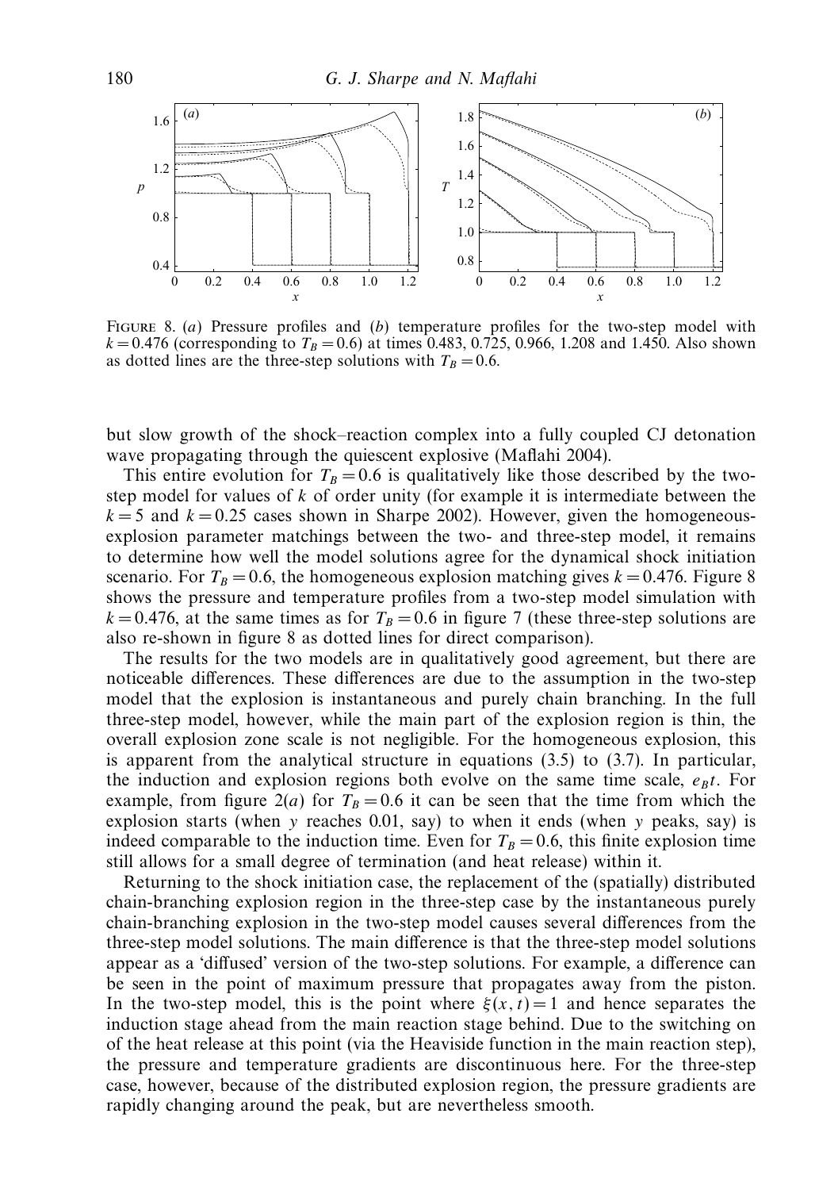FIGURE 8. (*a*) Pressure profiles and (*b*) temperature profiles for the two-step model with $k = 0.476$ (corresponding to $T_B = 0.6$) at times 0.483, 0.725, 0.966, 1.208 and 1.450. Also shown as dotted lines are the three-step solutions with $T_B = 0.6$.

but slow growth of the shock–reaction complex into a fully coupled CJ detonation wave propagating through the quiescent explosive (Maflahi 2004).

This entire evolution for $T_B = 0.6$ is qualitatively like those described by the two-step model for values of $k$ of order unity (for example it is intermediate between the $k = 5$ and $k = 0.25$ cases shown in Sharpe 2002). However, given the homogeneous-explosion parameter matchings between the two- and three-step model, it remains to determine how well the model solutions agree for the dynamical shock initiation scenario. For $T_B = 0.6$, the homogeneous explosion matching gives $k = 0.476$. Figure 8 shows the pressure and temperature profiles from a two-step model simulation with $k = 0.476$, at the same times as for $T_B = 0.6$ in figure 7 (these three-step solutions are also re-shown in figure 8 as dotted lines for direct comparison).

The results for the two models are in qualitatively good agreement, but there are noticeable differences. These differences are due to the assumption in the two-step model that the explosion is instantaneous and purely chain branching. In the full three-step model, however, while the main part of the explosion region is thin, the overall explosion zone scale is not negligible. For the homogeneous explosion, this is apparent from the analytical structure in equations (3.5) to (3.7). In particular, the induction and explosion regions both evolve on the same time scale, $e_B t$. For example, from figure 2(*a*) for $T_B = 0.6$ it can be seen that the time from which the explosion starts (when $y$ reaches 0.01, say) to when it ends (when $y$ peaks, say) is indeed comparable to the induction time. Even for $T_B = 0.6$, this finite explosion time still allows for a small degree of termination (and heat release) within it.

Returning to the shock initiation case, the replacement of the (spatially) distributed chain-branching explosion region in the three-step case by the instantaneous purely chain-branching explosion in the two-step model causes several differences from the three-step model solutions. The main difference is that the three-step model solutions appear as a 'diffused' version of the two-step solutions. For example, a difference can be seen in the point of maximum pressure that propagates away from the piston. In the two-step model, this is the point where $\xi(x, t) = 1$ and hence separates the induction stage ahead from the main reaction stage behind. Due to the switching on of the heat release at this point (via the Heaviside function in the main reaction step), the pressure and temperature gradients are discontinuous here. For the three-step case, however, because of the distributed explosion region, the pressure gradients are rapidly changing around the peak, but are nevertheless smooth.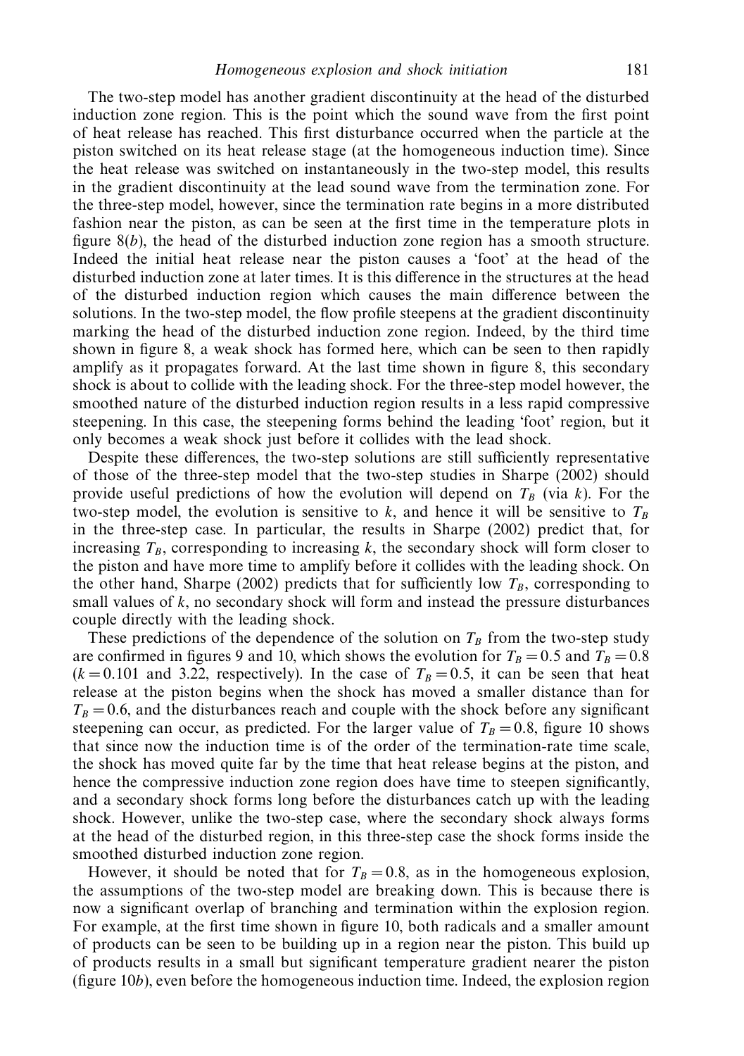The two-step model has another gradient discontinuity at the head of the disturbed induction zone region. This is the point which the sound wave from the first point of heat release has reached. This first disturbance occurred when the particle at the piston switched on its heat release stage (at the homogeneous induction time). Since the heat release was switched on instantaneously in the two-step model, this results in the gradient discontinuity at the lead sound wave from the termination zone. For the three-step model, however, since the termination rate begins in a more distributed fashion near the piston, as can be seen at the first time in the temperature plots in figure 8(*b*), the head of the disturbed induction zone region has a smooth structure. Indeed the initial heat release near the piston causes a 'foot' at the head of the disturbed induction zone at later times. It is this difference in the structures at the head of the disturbed induction region which causes the main difference between the solutions. In the two-step model, the flow profile steepens at the gradient discontinuity marking the head of the disturbed induction zone region. Indeed, by the third time shown in figure 8, a weak shock has formed here, which can be seen to then rapidly amplify as it propagates forward. At the last time shown in figure 8, this secondary shock is about to collide with the leading shock. For the three-step model however, the smoothed nature of the disturbed induction region results in a less rapid compressive steepening. In this case, the steepening forms behind the leading 'foot' region, but it only becomes a weak shock just before it collides with the lead shock.

Despite these differences, the two-step solutions are still sufficiently representative of those of the three-step model that the two-step studies in Sharpe (2002) should provide useful predictions of how the evolution will depend on $T_B$ (via $k$). For the two-step model, the evolution is sensitive to $k$, and hence it will be sensitive to $T_B$ in the three-step case. In particular, the results in Sharpe (2002) predict that, for increasing $T_B$, corresponding to increasing $k$, the secondary shock will form closer to the piston and have more time to amplify before it collides with the leading shock. On the other hand, Sharpe (2002) predicts that for sufficiently low $T_B$, corresponding to small values of $k$, no secondary shock will form and instead the pressure disturbances couple directly with the leading shock.

These predictions of the dependence of the solution on $T_B$ from the two-step study are confirmed in figures 9 and 10, which shows the evolution for $T_B = 0.5$ and $T_B = 0.8$ ($k = 0.101$ and 3.22, respectively). In the case of $T_B = 0.5$, it can be seen that heat release at the piston begins when the shock has moved a smaller distance than for $T_B = 0.6$, and the disturbances reach and couple with the shock before any significant steepening can occur, as predicted. For the larger value of $T_B = 0.8$, figure 10 shows that since now the induction time is of the order of the termination-rate time scale, the shock has moved quite far by the time that heat release begins at the piston, and hence the compressive induction zone region does have time to steepen significantly, and a secondary shock forms long before the disturbances catch up with the leading shock. However, unlike the two-step case, where the secondary shock always forms at the head of the disturbed region, in this three-step case the shock forms inside the smoothed disturbed induction zone region.

However, it should be noted that for $T_B = 0.8$, as in the homogeneous explosion, the assumptions of the two-step model are breaking down. This is because there is now a significant overlap of branching and termination within the explosion region. For example, at the first time shown in figure 10, both radicals and a smaller amount of products can be seen to be building up in a region near the piston. This build up of products results in a small but significant temperature gradient nearer the piston (figure 10*b*), even before the homogeneous induction time. Indeed, the explosion region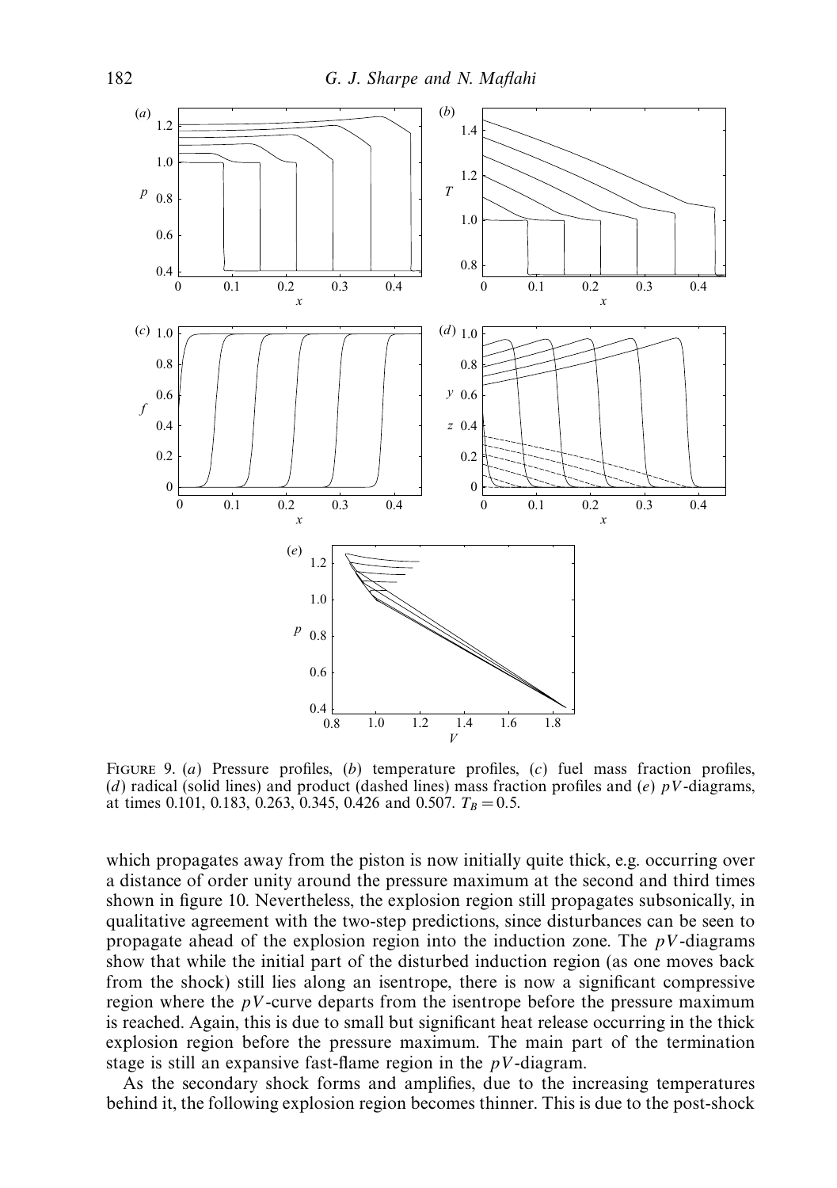FIGURE 9. (*a*) Pressure profiles, (*b*) temperature profiles, (*c*) fuel mass fraction profiles, (*d*) radical (solid lines) and product (dashed lines) mass fraction profiles and (*e*) $pV$-diagrams, at times 0.101, 0.183, 0.263, 0.345, 0.426 and 0.507. $T_B = 0.5$.

which propagates away from the piston is now initially quite thick, e.g. occurring over a distance of order unity around the pressure maximum at the second and third times shown in figure 10. Nevertheless, the explosion region still propagates subsonically, in qualitative agreement with the two-step predictions, since disturbances can be seen to propagate ahead of the explosion region into the induction zone. The $pV$-diagrams show that while the initial part of the disturbed induction region (as one moves back from the shock) still lies along an isentrope, there is now a significant compressive region where the $pV$-curve departs from the isentrope before the pressure maximum is reached. Again, this is due to small but significant heat release occurring in the thick explosion region before the pressure maximum. The main part of the termination stage is still an expansive fast-flame region in the $pV$-diagram.

As the secondary shock forms and amplifies, due to the increasing temperatures behind it, the following explosion region becomes thinner. This is due to the post-shock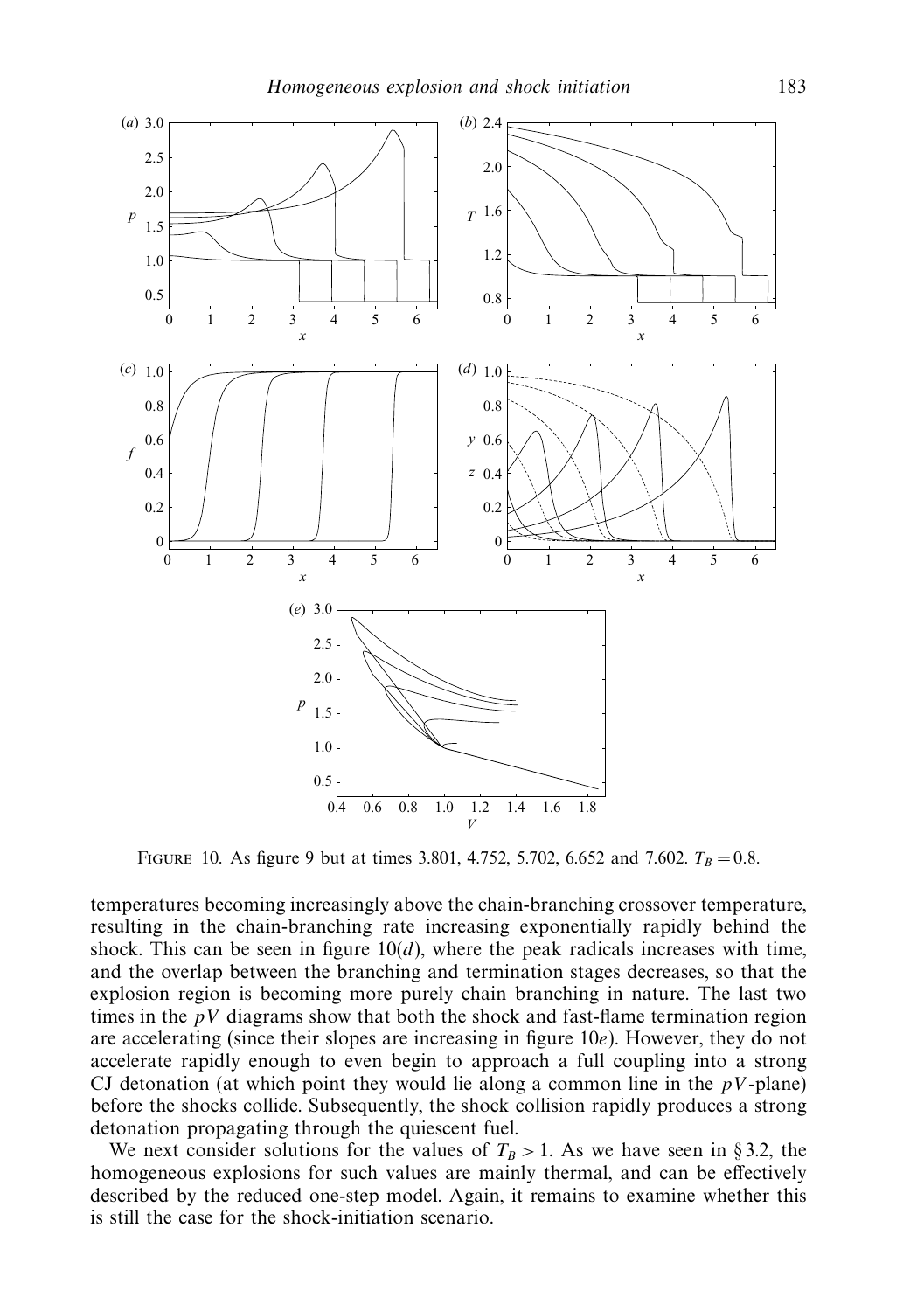FIGURE 10. As figure 9 but at times 3.801, 4.752, 5.702, 6.652 and 7.602. $T_B = 0.8$.

temperatures becoming increasingly above the chain-branching crossover temperature, resulting in the chain-branching rate increasing exponentially rapidly behind the shock. This can be seen in figure 10(*d*), where the peak radicals increases with time, and the overlap between the branching and termination stages decreases, so that the explosion region is becoming more purely chain branching in nature. The last two times in the $pV$ diagrams show that both the shock and fast-flame termination region are accelerating (since their slopes are increasing in figure 10*e*). However, they do not accelerate rapidly enough to even begin to approach a full coupling into a strong CJ detonation (at which point they would lie along a common line in the $pV$-plane) before the shocks collide. Subsequently, the shock collision rapidly produces a strong detonation propagating through the quiescent fuel.

We next consider solutions for the values of $T_B > 1$. As we have seen in § 3.2, the homogeneous explosions for such values are mainly thermal, and can be effectively described by the reduced one-step model. Again, it remains to examine whether this is still the case for the shock-initiation scenario.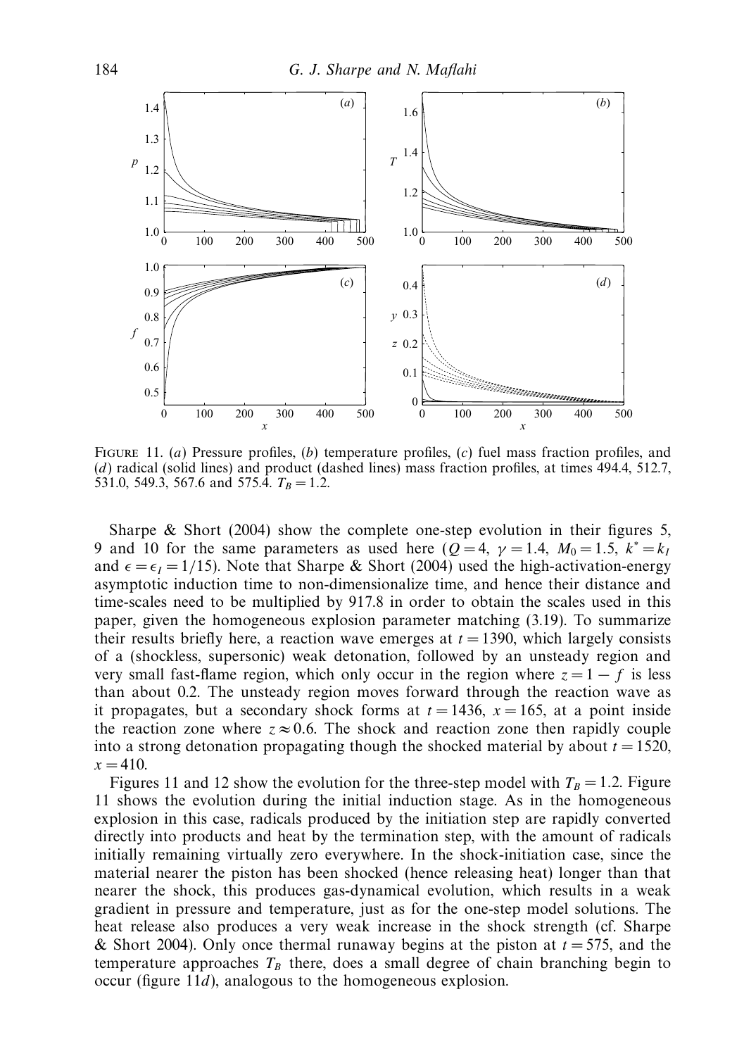FIGURE 11. (a) Pressure profiles, (b) temperature profiles, (c) fuel mass fraction profiles, and (d) radical (solid lines) and product (dashed lines) mass fraction profiles, at times 494.4, 512.7, 531.0, 549.3, 567.6 and 575.4. $T_B = 1.2$.

Sharpe & Short (2004) show the complete one-step evolution in their figures 5, 9 and 10 for the same parameters as used here ($Q = 4$, $\gamma = 1.4$, $M_0 = 1.5$, $k^* = k_I$ and $\epsilon = \epsilon_I = 1/15$). Note that Sharpe & Short (2004) used the high-activation-energy asymptotic induction time to non-dimensionalize time, and hence their distance and time-scales need to be multiplied by 917.8 in order to obtain the scales used in this paper, given the homogeneous explosion parameter matching (3.19). To summarize their results briefly here, a reaction wave emerges at $t = 1390$, which largely consists of a (shockless, supersonic) weak detonation, followed by an unsteady region and very small fast-flame region, which only occur in the region where $z = 1 - f$ is less than about 0.2. The unsteady region moves forward through the reaction wave as it propagates, but a secondary shock forms at $t = 1436$, $x = 165$, at a point inside the reaction zone where $z \approx 0.6$. The shock and reaction zone then rapidly couple into a strong detonation propagating though the shocked material by about $t = 1520$, $x = 410$.

Figures 11 and 12 show the evolution for the three-step model with $T_B = 1.2$. Figure 11 shows the evolution during the initial induction stage. As in the homogeneous explosion in this case, radicals produced by the initiation step are rapidly converted directly into products and heat by the termination step, with the amount of radicals initially remaining virtually zero everywhere. In the shock-initiation case, since the material nearer the piston has been shocked (hence releasing heat) longer than that nearer the shock, this produces gas-dynamical evolution, which results in a weak gradient in pressure and temperature, just as for the one-step model solutions. The heat release also produces a very weak increase in the shock strength (cf. Sharpe & Short 2004). Only once thermal runaway begins at the piston at $t = 575$, and the temperature approaches $T_B$ there, does a small degree of chain branching begin to occur (figure 11d), analogous to the homogeneous explosion.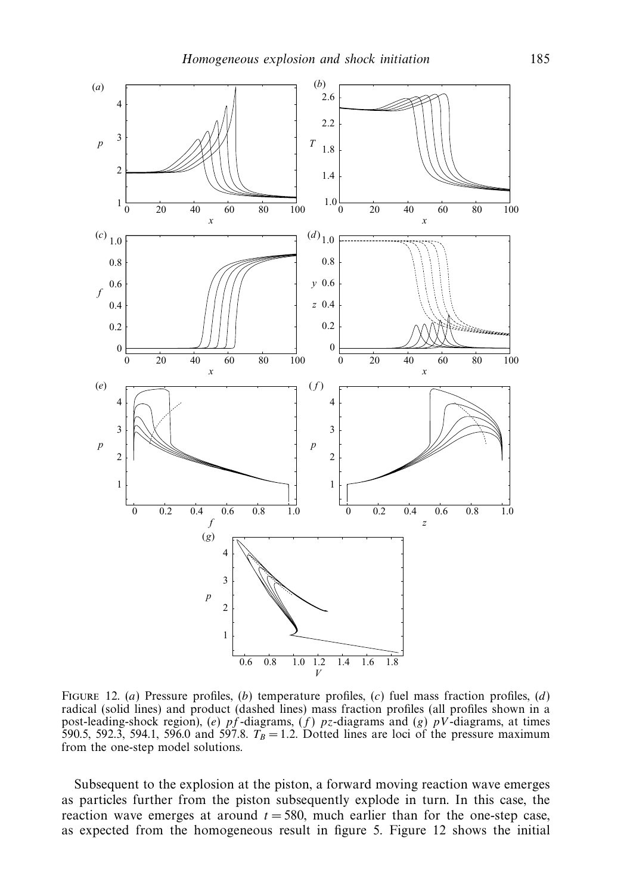Figure 12. (*a*) Pressure profiles, (*b*) temperature profiles, (*c*) fuel mass fraction profiles, (*d*) radical (solid lines) and product (dashed lines) mass fraction profiles (all profiles shown in a post-leading-shock region), (*e*) *pf*-diagrams, (*f*) *pz*-diagrams and (*g*) *pV*-diagrams, at times 590.5, 592.3, 594.1, 596.0 and 597.8. $T_B = 1.2$. Dotted lines are loci of the pressure maximum from the one-step model solutions.

Subsequent to the explosion at the piston, a forward moving reaction wave emerges as particles further from the piston subsequently explode in turn. In this case, the reaction wave emerges at around $t = 580$, much earlier than for the one-step case, as expected from the homogeneous result in figure 5. Figure 12 shows the initial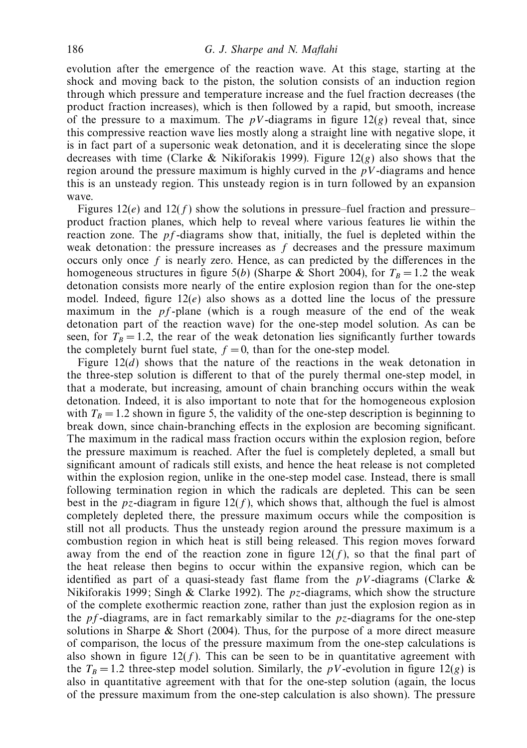evolution after the emergence of the reaction wave. At this stage, starting at the shock and moving back to the piston, the solution consists of an induction region through which pressure and temperature increase and the fuel fraction decreases (the product fraction increases), which is then followed by a rapid, but smooth, increase of the pressure to a maximum. The $pV$-diagrams in figure 12($g$) reveal that, since this compressive reaction wave lies mostly along a straight line with negative slope, it is in fact part of a supersonic weak detonation, and it is decelerating since the slope decreases with time (Clarke & Nikiforakis 1999). Figure 12($g$) also shows that the region around the pressure maximum is highly curved in the $pV$-diagrams and hence this is an unsteady region. This unsteady region is in turn followed by an expansion wave.

Figures 12($e$) and 12($f$) show the solutions in pressure–fuel fraction and pressure–product fraction planes, which help to reveal where various features lie within the reaction zone. The $pf$-diagrams show that, initially, the fuel is depleted within the weak detonation: the pressure increases as $f$ decreases and the pressure maximum occurs only once $f$ is nearly zero. Hence, as can predicted by the differences in the homogeneous structures in figure 5($b$) (Sharpe & Short 2004), for $T_B = 1.2$ the weak detonation consists more nearly of the entire explosion region than for the one-step model. Indeed, figure 12($e$) also shows as a dotted line the locus of the pressure maximum in the $pf$-plane (which is a rough measure of the end of the weak detonation part of the reaction wave) for the one-step model solution. As can be seen, for $T_B = 1.2$, the rear of the weak detonation lies significantly further towards the completely burnt fuel state, $f = 0$, than for the one-step model.

Figure 12($d$) shows that the nature of the reactions in the weak detonation in the three-step solution is different to that of the purely thermal one-step model, in that a moderate, but increasing, amount of chain branching occurs within the weak detonation. Indeed, it is also important to note that for the homogeneous explosion with $T_B = 1.2$ shown in figure 5, the validity of the one-step description is beginning to break down, since chain-branching effects in the explosion are becoming significant. The maximum in the radical mass fraction occurs within the explosion region, before the pressure maximum is reached. After the fuel is completely depleted, a small but significant amount of radicals still exists, and hence the heat release is not completed within the explosion region, unlike in the one-step model case. Instead, there is small following termination region in which the radicals are depleted. This can be seen best in the $pz$-diagram in figure 12($f$), which shows that, although the fuel is almost completely depleted there, the pressure maximum occurs while the composition is still not all products. Thus the unsteady region around the pressure maximum is a combustion region in which heat is still being released. This region moves forward away from the end of the reaction zone in figure 12($f$), so that the final part of the heat release then begins to occur within the expansive region, which can be identified as part of a quasi-steady fast flame from the $pV$-diagrams (Clarke & Nikiforakis 1999; Singh & Clarke 1992). The $pz$-diagrams, which show the structure of the complete exothermic reaction zone, rather than just the explosion region as in the $pf$-diagrams, are in fact remarkably similar to the $pz$-diagrams for the one-step solutions in Sharpe & Short (2004). Thus, for the purpose of a more direct measure of comparison, the locus of the pressure maximum from the one-step calculations is also shown in figure 12($f$). This can be seen to be in quantitative agreement with the $T_B = 1.2$ three-step model solution. Similarly, the $pV$-evolution in figure 12($g$) is also in quantitative agreement with that for the one-step solution (again, the locus of the pressure maximum from the one-step calculation is also shown). The pressure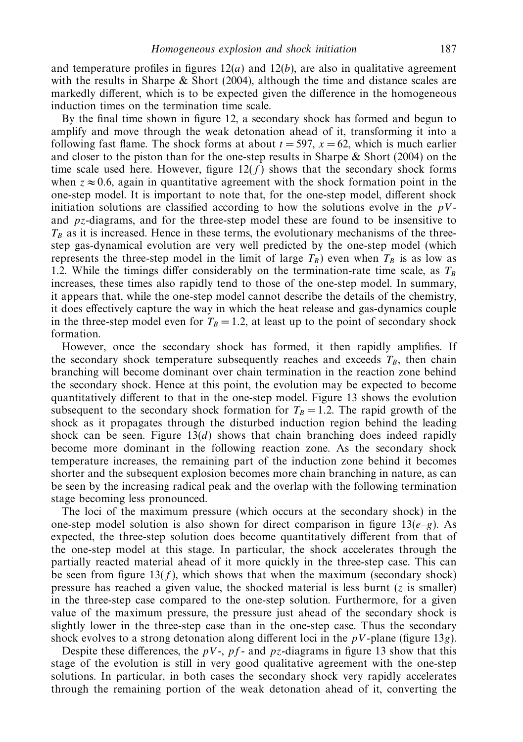and temperature profiles in figures 12(*a*) and 12(*b*), are also in qualitative agreement with the results in Sharpe & Short (2004), although the time and distance scales are markedly different, which is to be expected given the difference in the homogeneous induction times on the termination time scale.

By the final time shown in figure 12, a secondary shock has formed and begun to amplify and move through the weak detonation ahead of it, transforming it into a following fast flame. The shock forms at about $t = 597$, $x = 62$, which is much earlier and closer to the piston than for the one-step results in Sharpe & Short (2004) on the time scale used here. However, figure 12(*f*) shows that the secondary shock forms when $z \approx 0.6$, again in quantitative agreement with the shock formation point in the one-step model. It is important to note that, for the one-step model, different shock initiation solutions are classified according to how the solutions evolve in the $pV$- and $pz$-diagrams, and for the three-step model these are found to be insensitive to $T_B$ as it is increased. Hence in these terms, the evolutionary mechanisms of the three-step gas-dynamical evolution are very well predicted by the one-step model (which represents the three-step model in the limit of large $T_B$) even when $T_B$ is as low as 1.2. While the timings differ considerably on the termination-rate time scale, as $T_B$ increases, these times also rapidly tend to those of the one-step model. In summary, it appears that, while the one-step model cannot describe the details of the chemistry, it does effectively capture the way in which the heat release and gas-dynamics couple in the three-step model even for $T_B = 1.2$, at least up to the point of secondary shock formation.

However, once the secondary shock has formed, it then rapidly amplifies. If the secondary shock temperature subsequently reaches and exceeds $T_B$, then chain branching will become dominant over chain termination in the reaction zone behind the secondary shock. Hence at this point, the evolution may be expected to become quantitatively different to that in the one-step model. Figure 13 shows the evolution subsequent to the secondary shock formation for $T_B = 1.2$. The rapid growth of the shock as it propagates through the disturbed induction region behind the leading shock can be seen. Figure 13(*d*) shows that chain branching does indeed rapidly become more dominant in the following reaction zone. As the secondary shock temperature increases, the remaining part of the induction zone behind it becomes shorter and the subsequent explosion becomes more chain branching in nature, as can be seen by the increasing radical peak and the overlap with the following termination stage becoming less pronounced.

The loci of the maximum pressure (which occurs at the secondary shock) in the one-step model solution is also shown for direct comparison in figure 13(*e*–*g*). As expected, the three-step solution does become quantitatively different from that of the one-step model at this stage. In particular, the shock accelerates through the partially reacted material ahead of it more quickly in the three-step case. This can be seen from figure 13(*f*), which shows that when the maximum (secondary shock) pressure has reached a given value, the shocked material is less burnt ($z$ is smaller) in the three-step case compared to the one-step solution. Furthermore, for a given value of the maximum pressure, the pressure just ahead of the secondary shock is slightly lower in the three-step case than in the one-step case. Thus the secondary shock evolves to a strong detonation along different loci in the $pV$-plane (figure 13*g*).

Despite these differences, the $pV$-, $pf$- and $pz$-diagrams in figure 13 show that this stage of the evolution is still in very good qualitative agreement with the one-step solutions. In particular, in both cases the secondary shock very rapidly accelerates through the remaining portion of the weak detonation ahead of it, converting the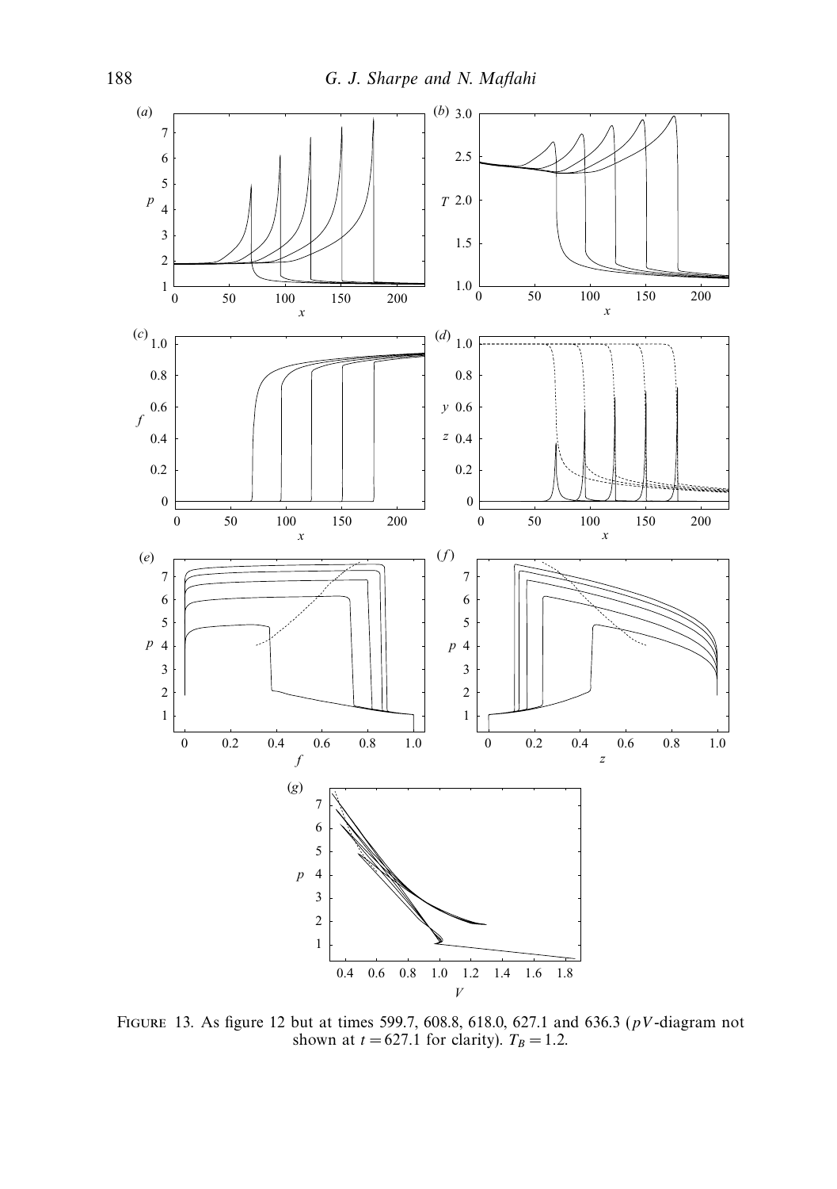FIGURE 13. As figure 12 but at times 599.7, 608.8, 618.0, 627.1 and 636.3 ($pV$-diagram not shown at $t = 627.1$ for clarity). $T_B = 1.2$.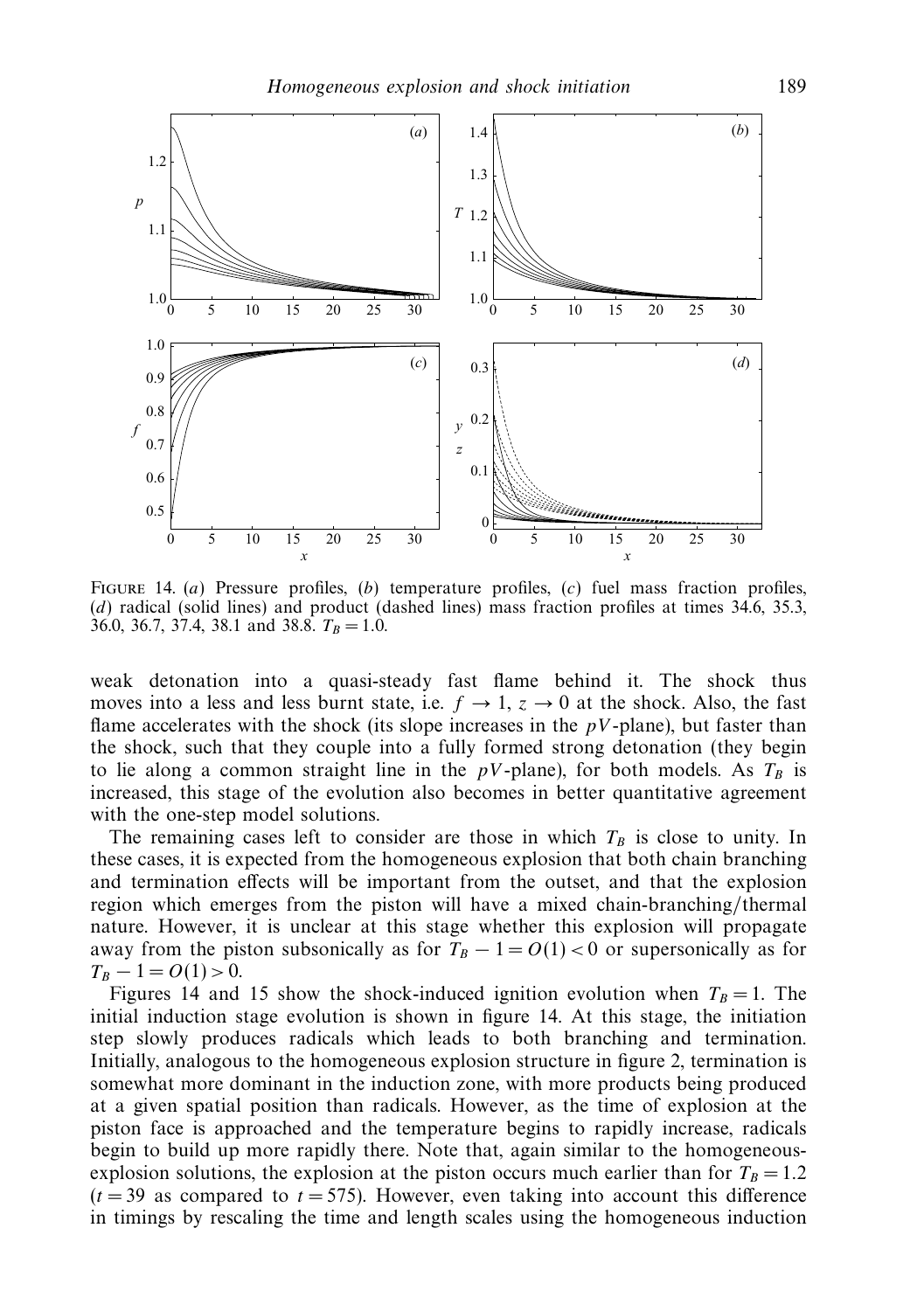FIGURE 14. (a) Pressure profiles, (b) temperature profiles, (c) fuel mass fraction profiles, (d) radical (solid lines) and product (dashed lines) mass fraction profiles at times 34.6, 35.3, 36.0, 36.7, 37.4, 38.1 and 38.8. $T_B = 1.0$.

weak detonation into a quasi-steady fast flame behind it. The shock thus moves into a less and less burnt state, i.e. $f \to 1$, $z \to 0$ at the shock. Also, the fast flame accelerates with the shock (its slope increases in the $pV$-plane), but faster than the shock, such that they couple into a fully formed strong detonation (they begin to lie along a common straight line in the $pV$-plane), for both models. As $T_B$ is increased, this stage of the evolution also becomes in better quantitative agreement with the one-step model solutions.

The remaining cases left to consider are those in which $T_B$ is close to unity. In these cases, it is expected from the homogeneous explosion that both chain branching and termination effects will be important from the outset, and that the explosion region which emerges from the piston will have a mixed chain-branching/thermal nature. However, it is unclear at this stage whether this explosion will propagate away from the piston subsonically as for $T_B - 1 = O(1) < 0$ or supersonically as for $T_B - 1 = O(1) > 0$.

Figures 14 and 15 show the shock-induced ignition evolution when $T_B = 1$. The initial induction stage evolution is shown in figure 14. At this stage, the initiation step slowly produces radicals which leads to both branching and termination. Initially, analogous to the homogeneous explosion structure in figure 2, termination is somewhat more dominant in the induction zone, with more products being produced at a given spatial position than radicals. However, as the time of explosion at the piston face is approached and the temperature begins to rapidly increase, radicals begin to build up more rapidly there. Note that, again similar to the homogeneous-explosion solutions, the explosion at the piston occurs much earlier than for $T_B = 1.2$ ($t = 39$ as compared to $t = 575$). However, even taking into account this difference in timings by rescaling the time and length scales using the homogeneous induction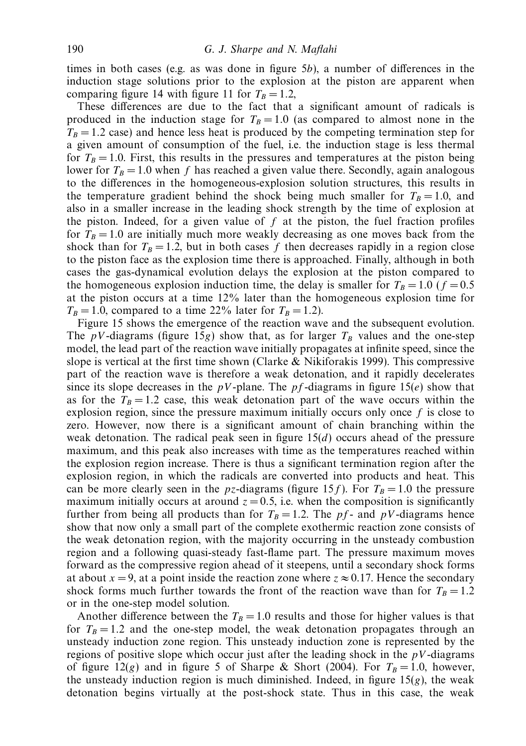times in both cases (e.g. as was done in figure 5*b*), a number of differences in the induction stage solutions prior to the explosion at the piston are apparent when comparing figure 14 with figure 11 for $T_B = 1.2$,

These differences are due to the fact that a significant amount of radicals is produced in the induction stage for $T_B = 1.0$ (as compared to almost none in the $T_B = 1.2$ case) and hence less heat is produced by the competing termination step for a given amount of consumption of the fuel, i.e. the induction stage is less thermal for $T_B = 1.0$. First, this results in the pressures and temperatures at the piston being lower for $T_B = 1.0$ when $f$ has reached a given value there. Secondly, again analogous to the differences in the homogeneous-explosion solution structures, this results in the temperature gradient behind the shock being much smaller for $T_B = 1.0$, and also in a smaller increase in the leading shock strength by the time of explosion at the piston. Indeed, for a given value of $f$ at the piston, the fuel fraction profiles for $T_B = 1.0$ are initially much more weakly decreasing as one moves back from the shock than for $T_B = 1.2$, but in both cases $f$ then decreases rapidly in a region close to the piston face as the explosion time there is approached. Finally, although in both cases the gas-dynamical evolution delays the explosion at the piston compared to the homogeneous explosion induction time, the delay is smaller for $T_B = 1.0$ ($f = 0.5$ at the piston occurs at a time 12% later than the homogeneous explosion time for $T_B = 1.0$, compared to a time 22% later for $T_B = 1.2$).

Figure 15 shows the emergence of the reaction wave and the subsequent evolution. The $pV$-diagrams (figure 15*g*) show that, as for larger $T_B$ values and the one-step model, the lead part of the reaction wave initially propagates at infinite speed, since the slope is vertical at the first time shown (Clarke & Nikiforakis 1999). This compressive part of the reaction wave is therefore a weak detonation, and it rapidly decelerates since its slope decreases in the $pV$-plane. The $pf$-diagrams in figure 15(*e*) show that as for the $T_B = 1.2$ case, this weak detonation part of the wave occurs within the explosion region, since the pressure maximum initially occurs only once $f$ is close to zero. However, now there is a significant amount of chain branching within the weak detonation. The radical peak seen in figure 15(*d*) occurs ahead of the pressure maximum, and this peak also increases with time as the temperatures reached within the explosion region increase. There is thus a significant termination region after the explosion region, in which the radicals are converted into products and heat. This can be more clearly seen in the $pz$-diagrams (figure 15*f*). For $T_B = 1.0$ the pressure maximum initially occurs at around $z = 0.5$, i.e. when the composition is significantly further from being all products than for $T_B = 1.2$. The $pf$- and $pV$-diagrams hence show that now only a small part of the complete exothermic reaction zone consists of the weak detonation region, with the majority occurring in the unsteady combustion region and a following quasi-steady fast-flame part. The pressure maximum moves forward as the compressive region ahead of it steepens, until a secondary shock forms at about $x = 9$, at a point inside the reaction zone where $z \approx 0.17$. Hence the secondary shock forms much further towards the front of the reaction wave than for $T_B = 1.2$ or in the one-step model solution.

Another difference between the $T_B = 1.0$ results and those for higher values is that for $T_B = 1.2$ and the one-step model, the weak detonation propagates through an unsteady induction zone region. This unsteady induction zone is represented by the regions of positive slope which occur just after the leading shock in the $pV$-diagrams of figure 12(*g*) and in figure 5 of Sharpe & Short (2004). For $T_B = 1.0$, however, the unsteady induction region is much diminished. Indeed, in figure 15(*g*), the weak detonation begins virtually at the post-shock state. Thus in this case, the weak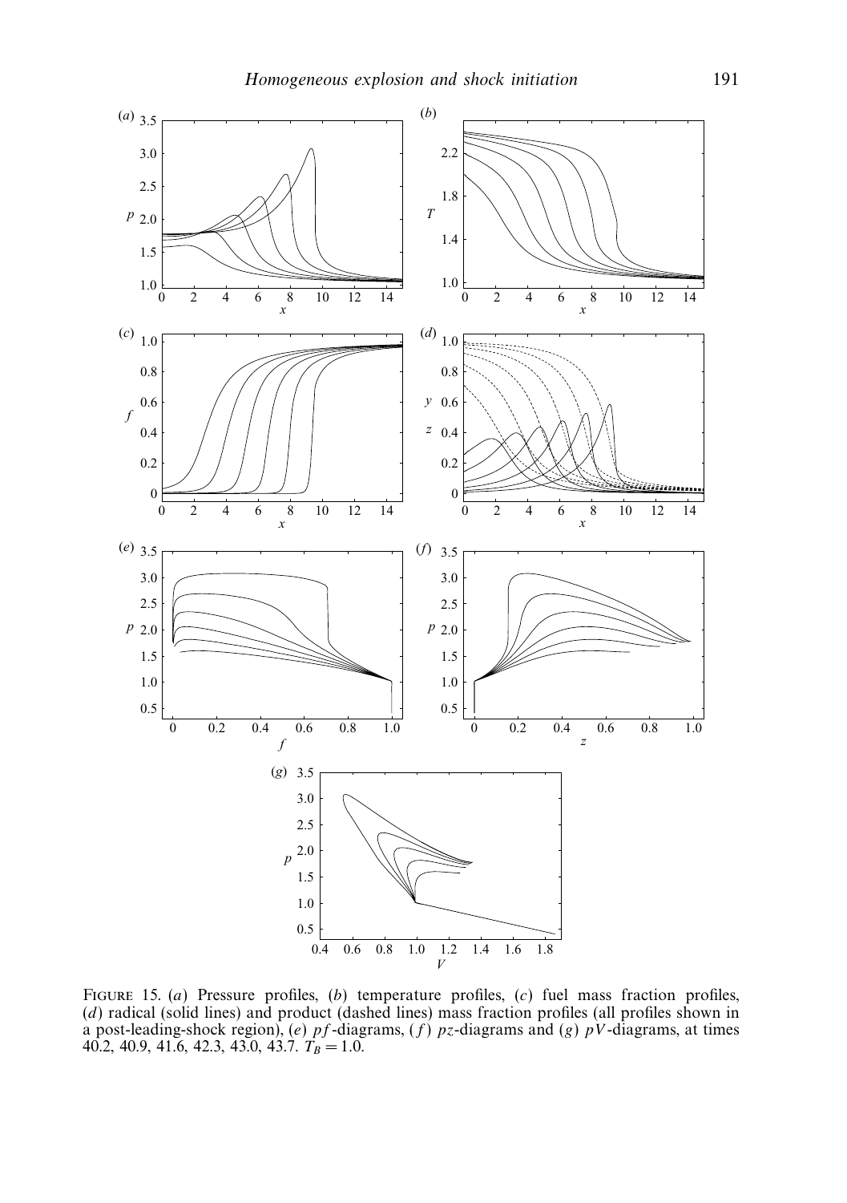FIGURE 15. (*a*) Pressure profiles, (*b*) temperature profiles, (*c*) fuel mass fraction profiles, (*d*) radical (solid lines) and product (dashed lines) mass fraction profiles (all profiles shown in a post-leading-shock region), (*e*) $pf$-diagrams, (*f*) $pz$-diagrams and (*g*) $pV$-diagrams, at times 40.2, 40.9, 41.6, 42.3, 43.0, 43.7. $T_B = 1.0$.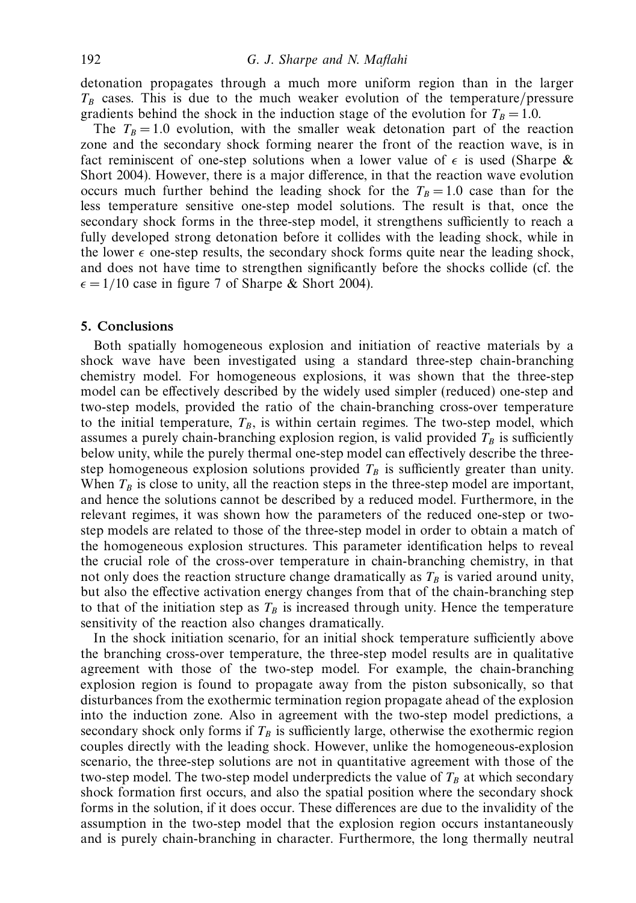detonation propagates through a much more uniform region than in the larger $T_B$ cases. This is due to the much weaker evolution of the temperature/pressure gradients behind the shock in the induction stage of the evolution for $T_B = 1.0$.

The $T_B = 1.0$ evolution, with the smaller weak detonation part of the reaction zone and the secondary shock forming nearer the front of the reaction wave, is in fact reminiscent of one-step solutions when a lower value of $\epsilon$ is used (Sharpe & Short 2004). However, there is a major difference, in that the reaction wave evolution occurs much further behind the leading shock for the $T_B = 1.0$ case than for the less temperature sensitive one-step model solutions. The result is that, once the secondary shock forms in the three-step model, it strengthens sufficiently to reach a fully developed strong detonation before it collides with the leading shock, while in the lower $\epsilon$ one-step results, the secondary shock forms quite near the leading shock, and does not have time to strengthen significantly before the shocks collide (cf. the $\epsilon = 1/10$ case in figure 7 of Sharpe & Short 2004).

## 5. Conclusions

Both spatially homogeneous explosion and initiation of reactive materials by a shock wave have been investigated using a standard three-step chain-branching chemistry model. For homogeneous explosions, it was shown that the three-step model can be effectively described by the widely used simpler (reduced) one-step and two-step models, provided the ratio of the chain-branching cross-over temperature to the initial temperature, $T_B$, is within certain regimes. The two-step model, which assumes a purely chain-branching explosion region, is valid provided $T_B$ is sufficiently below unity, while the purely thermal one-step model can effectively describe the three-step homogeneous explosion solutions provided $T_B$ is sufficiently greater than unity. When $T_B$ is close to unity, all the reaction steps in the three-step model are important, and hence the solutions cannot be described by a reduced model. Furthermore, in the relevant regimes, it was shown how the parameters of the reduced one-step or two-step models are related to those of the three-step model in order to obtain a match of the homogeneous explosion structures. This parameter identification helps to reveal the crucial role of the cross-over temperature in chain-branching chemistry, in that not only does the reaction structure change dramatically as $T_B$ is varied around unity, but also the effective activation energy changes from that of the chain-branching step to that of the initiation step as $T_B$ is increased through unity. Hence the temperature sensitivity of the reaction also changes dramatically.

In the shock initiation scenario, for an initial shock temperature sufficiently above the branching cross-over temperature, the three-step model results are in qualitative agreement with those of the two-step model. For example, the chain-branching explosion region is found to propagate away from the piston subsonically, so that disturbances from the exothermic termination region propagate ahead of the explosion into the induction zone. Also in agreement with the two-step model predictions, a secondary shock only forms if $T_B$ is sufficiently large, otherwise the exothermic region couples directly with the leading shock. However, unlike the homogeneous-explosion scenario, the three-step solutions are not in quantitative agreement with those of the two-step model. The two-step model underpredicts the value of $T_B$ at which secondary shock formation first occurs, and also the spatial position where the secondary shock forms in the solution, if it does occur. These differences are due to the invalidity of the assumption in the two-step model that the explosion region occurs instantaneously and is purely chain-branching in character. Furthermore, the long thermally neutral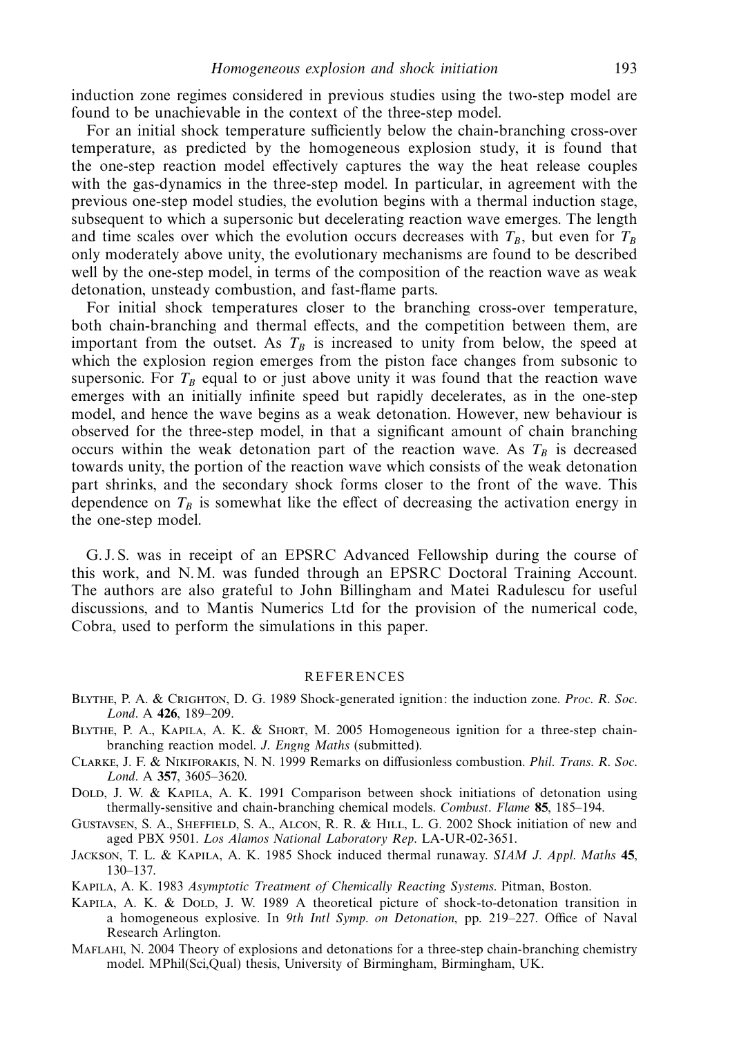induction zone regimes considered in previous studies using the two-step model are found to be unachievable in the context of the three-step model.

For an initial shock temperature sufficiently below the chain-branching cross-over temperature, as predicted by the homogeneous explosion study, it is found that the one-step reaction model effectively captures the way the heat release couples with the gas-dynamics in the three-step model. In particular, in agreement with the previous one-step model studies, the evolution begins with a thermal induction stage, subsequent to which a supersonic but decelerating reaction wave emerges. The length and time scales over which the evolution occurs decreases with $T_B$, but even for $T_B$ only moderately above unity, the evolutionary mechanisms are found to be described well by the one-step model, in terms of the composition of the reaction wave as weak detonation, unsteady combustion, and fast-flame parts.

For initial shock temperatures closer to the branching cross-over temperature, both chain-branching and thermal effects, and the competition between them, are important from the outset. As $T_B$ is increased to unity from below, the speed at which the explosion region emerges from the piston face changes from subsonic to supersonic. For $T_B$ equal to or just above unity it was found that the reaction wave emerges with an initially infinite speed but rapidly decelerates, as in the one-step model, and hence the wave begins as a weak detonation. However, new behaviour is observed for the three-step model, in that a significant amount of chain branching occurs within the weak detonation part of the reaction wave. As $T_B$ is decreased towards unity, the portion of the reaction wave which consists of the weak detonation part shrinks, and the secondary shock forms closer to the front of the wave. This dependence on $T_B$ is somewhat like the effect of decreasing the activation energy in the one-step model.

G. J. S. was in receipt of an EPSRC Advanced Fellowship during the course of this work, and N. M. was funded through an EPSRC Doctoral Training Account. The authors are also grateful to John Billingham and Matei Radulescu for useful discussions, and to Mantis Numerics Ltd for the provision of the numerical code, Cobra, used to perform the simulations in this paper.

## REFERENCES

Blythe, P. A. & Crighton, D. G. 1989 Shock-generated ignition: the induction zone. *Proc. R. Soc. Lond.* A **426**, 189–209.

Blythe, P. A., Kapila, A. K. & Short, M. 2005 Homogeneous ignition for a three-step chain-branching reaction model. *J. Engng Maths* (submitted).

Clarke, J. F. & Nikiforakis, N. N. 1999 Remarks on diffusionless combustion. *Phil. Trans. R. Soc. Lond.* A **357**, 3605–3620.

Dold, J. W. & Kapila, A. K. 1991 Comparison between shock initiations of detonation using thermally-sensitive and chain-branching chemical models. *Combust. Flame* **85**, 185–194.

Gustavsen, S. A., Sheffield, S. A., Alcon, R. R. & Hill, L. G. 2002 Shock initiation of new and aged PBX 9501. *Los Alamos National Laboratory Rep.* LA-UR-02-3651.

Jackson, T. L. & Kapila, A. K. 1985 Shock induced thermal runaway. *SIAM J. Appl. Maths* **45**, 130–137.

Kapila, A. K. 1983 *Asymptotic Treatment of Chemically Reacting Systems*. Pitman, Boston.

Kapila, A. K. & Dold, J. W. 1989 A theoretical picture of shock-to-detonation transition in a homogeneous explosive. In *9th Intl Symp. on Detonation*, pp. 219–227. Office of Naval Research Arlington.

Maflahi, N. 2004 Theory of explosions and detonations for a three-step chain-branching chemistry model. MPhil(Sci,Qual) thesis, University of Birmingham, Birmingham, UK.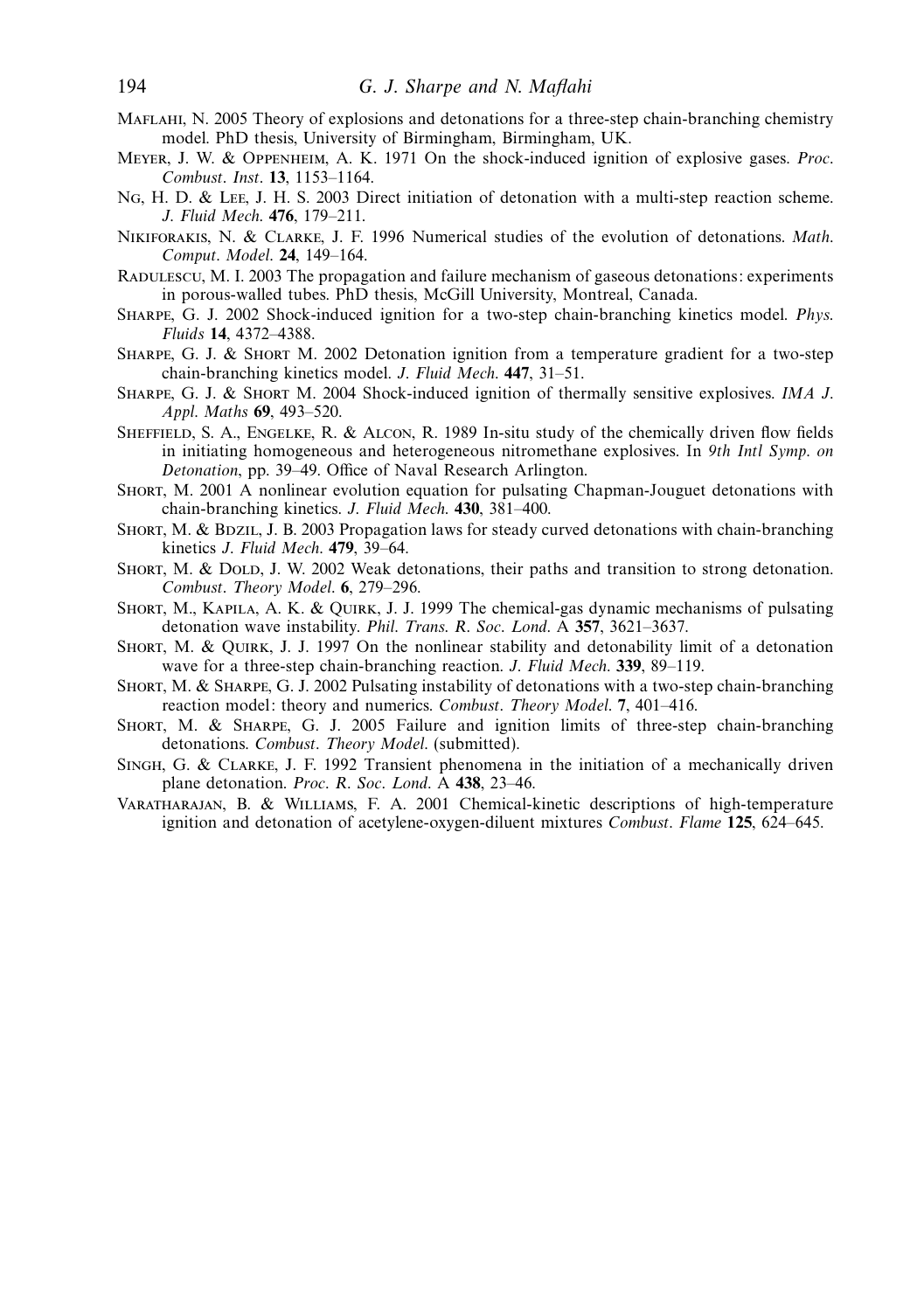Maflahi, N. 2005 Theory of explosions and detonations for a three-step chain-branching chemistry model. PhD thesis, University of Birmingham, Birmingham, UK.

Meyer, J. W. & Oppenheim, A. K. 1971 On the shock-induced ignition of explosive gases. *Proc. Combust. Inst.* **13**, 1153–1164.

Ng, H. D. & Lee, J. H. S. 2003 Direct initiation of detonation with a multi-step reaction scheme. *J. Fluid Mech.* **476**, 179–211.

Nikiforakis, N. & Clarke, J. F. 1996 Numerical studies of the evolution of detonations. *Math. Comput. Model.* **24**, 149–164.

Radulescu, M. I. 2003 The propagation and failure mechanism of gaseous detonations: experiments in porous-walled tubes. PhD thesis, McGill University, Montreal, Canada.

Sharpe, G. J. 2002 Shock-induced ignition for a two-step chain-branching kinetics model. *Phys. Fluids* **14**, 4372–4388.

Sharpe, G. J. & Short M. 2002 Detonation ignition from a temperature gradient for a two-step chain-branching kinetics model. *J. Fluid Mech.* **447**, 31–51.

Sharpe, G. J. & Short M. 2004 Shock-induced ignition of thermally sensitive explosives. *IMA J. Appl. Maths* **69**, 493–520.

Sheffield, S. A., Engelke, R. & Alcon, R. 1989 In-situ study of the chemically driven flow fields in initiating homogeneous and heterogeneous nitromethane explosives. In *9th Intl Symp. on Detonation*, pp. 39–49. Office of Naval Research Arlington.

Short, M. 2001 A nonlinear evolution equation for pulsating Chapman-Jouguet detonations with chain-branching kinetics. *J. Fluid Mech.* **430**, 381–400.

Short, M. & Bdzil, J. B. 2003 Propagation laws for steady curved detonations with chain-branching kinetics *J. Fluid Mech.* **479**, 39–64.

Short, M. & Dold, J. W. 2002 Weak detonations, their paths and transition to strong detonation. *Combust. Theory Model.* **6**, 279–296.

Short, M., Kapila, A. K. & Quirk, J. J. 1999 The chemical-gas dynamic mechanisms of pulsating detonation wave instability. *Phil. Trans. R. Soc. Lond.* A **357**, 3621–3637.

Short, M. & Quirk, J. J. 1997 On the nonlinear stability and detonability limit of a detonation wave for a three-step chain-branching reaction. *J. Fluid Mech.* **339**, 89–119.

Short, M. & Sharpe, G. J. 2002 Pulsating instability of detonations with a two-step chain-branching reaction model: theory and numerics. *Combust. Theory Model.* **7**, 401–416.

Short, M. & Sharpe, G. J. 2005 Failure and ignition limits of three-step chain-branching detonations. *Combust. Theory Model.* (submitted).

Singh, G. & Clarke, J. F. 1992 Transient phenomena in the initiation of a mechanically driven plane detonation. *Proc. R. Soc. Lond.* A **438**, 23–46.

Varatharajan, B. & Williams, F. A. 2001 Chemical-kinetic descriptions of high-temperature ignition and detonation of acetylene-oxygen-diluent mixtures *Combust. Flame* **125**, 624–645.